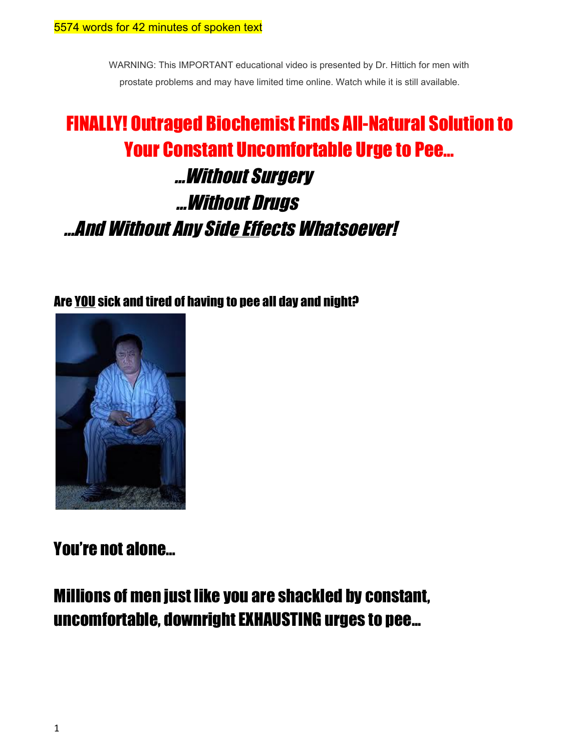5574 words for 42 minutes of spoken text

WARNING: This IMPORTANT educational video is presented by Dr. Hittich for men with prostate problems and may have limited time online. Watch while it is still available.

# FINALLY! Outraged Biochemist Finds All-Natural Solution to Your Constant Uncomfortable Urge to Pee…

## *…Without Surgery*

## *…Without Drugs*

## *…And Without Any Side Effects Whatsoever!*

### Are YOU sick and tired of having to pee all day and night?

## You're not alone…

## Millions of men just like you are shackled by constant, uncomfortable, downright EXHAUSTING urges to pee…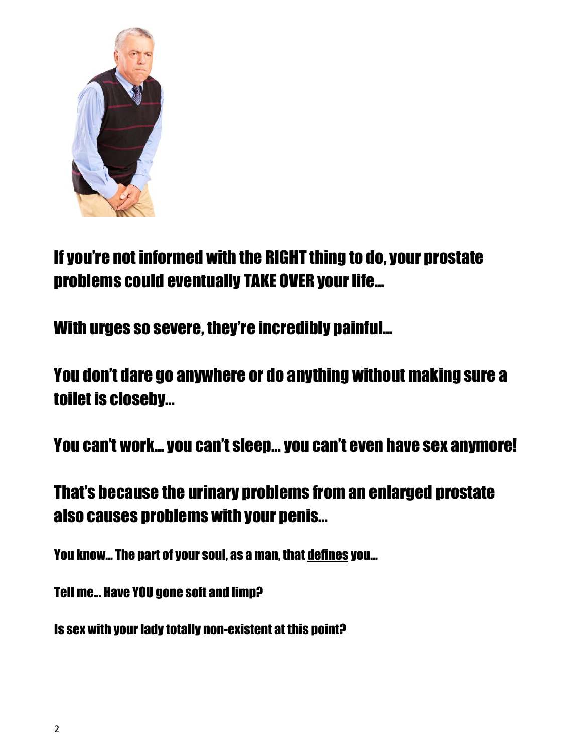**If you're not informed with the RIGHT thing to do, your prostate problems could eventually TAKE OVER your life…**

**With urges so severe, they're incredibly painful…**

**You don't dare go anywhere or do anything without making sure a toilet is closeby…**

**You can't work… you can't sleep… you can't even have sex anymore!**

**That's because the urinary problems from an enlarged prostate also causes problems with your penis…**

**You know… The part of your soul, as a man, that <u>defines</u> you…**

**Tell me… Have YOU gone soft and limp?**

**Is sex with your lady totally non-existent at this point?**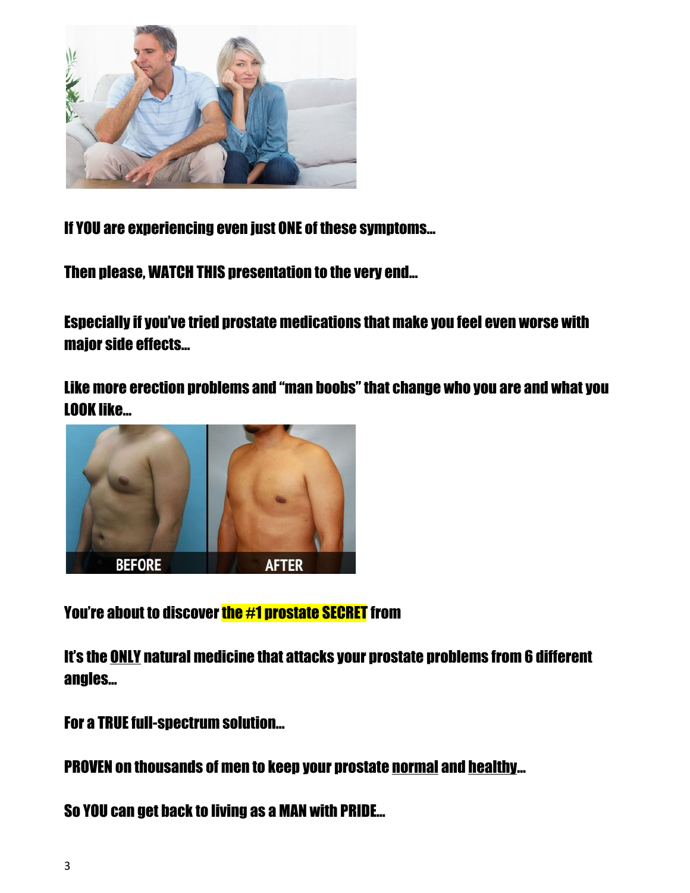**If YOU are experiencing even just ONE of these symptoms…**

**Then please, WATCH THIS presentation to the very end…**

**Especially if you've tried prostate medications that make you feel even worse with major side effects…**

**Like more erection problems and "man boobs" that change who you are and what you LOOK like…**

**You're about to discover the #1 prostate SECRET from**

**It's the ONLY natural medicine that attacks your prostate problems from 6 different angles…**

**For a TRUE full-spectrum solution…**

**PROVEN on thousands of men to keep your prostate normal and healthy…**

**So YOU can get back to living as a MAN with PRIDE…**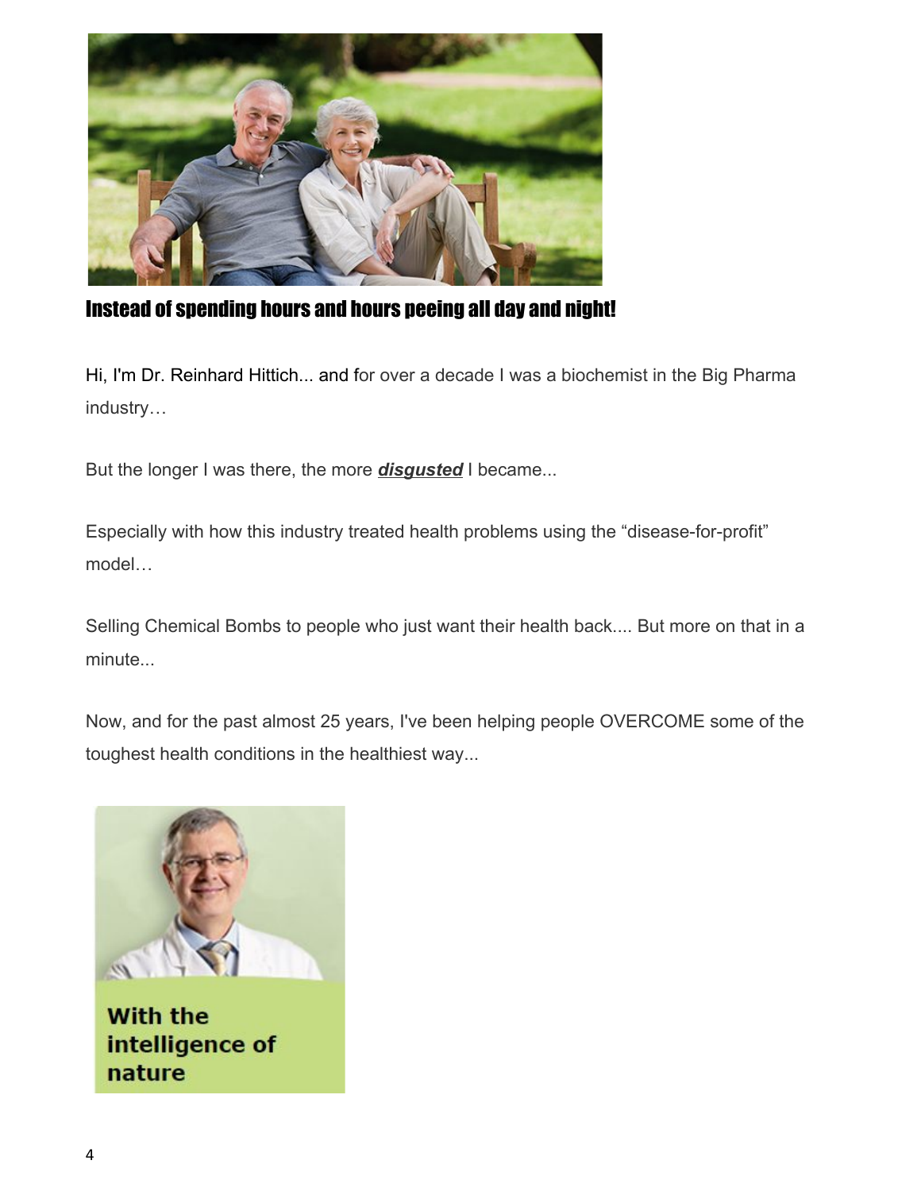**Instead of spending hours and hours peeing all day and night!**

Hi, I'm Dr. Reinhard Hittich... and for over a decade I was a biochemist in the Big Pharma industry…

But the longer I was there, the more ***disgusted*** I became...

Especially with how this industry treated health problems using the "disease-for-profit" model…

Selling Chemical Bombs to people who just want their health back.... But more on that in a minute...

Now, and for the past almost 25 years, I've been helping people OVERCOME some of the toughest health conditions in the healthiest way...

**With the intelligence of nature**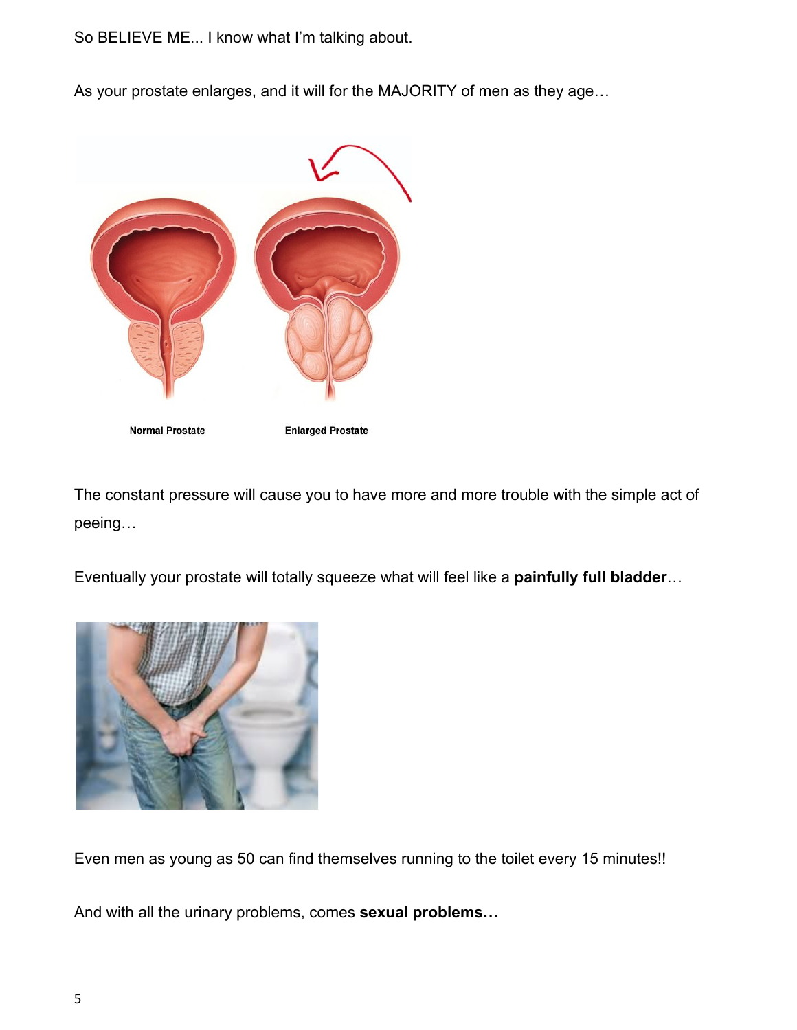So BELIEVE ME... I know what I'm talking about.

As your prostate enlarges, and it will for the MAJORITY of men as they age…

Normal Prostate        Enlarged Prostate

The constant pressure will cause you to have more and more trouble with the simple act of peeing…

Eventually your prostate will totally squeeze what will feel like a **painfully full bladder**…

Even men as young as 50 can find themselves running to the toilet every 15 minutes!!

And with all the urinary problems, comes **sexual problems…**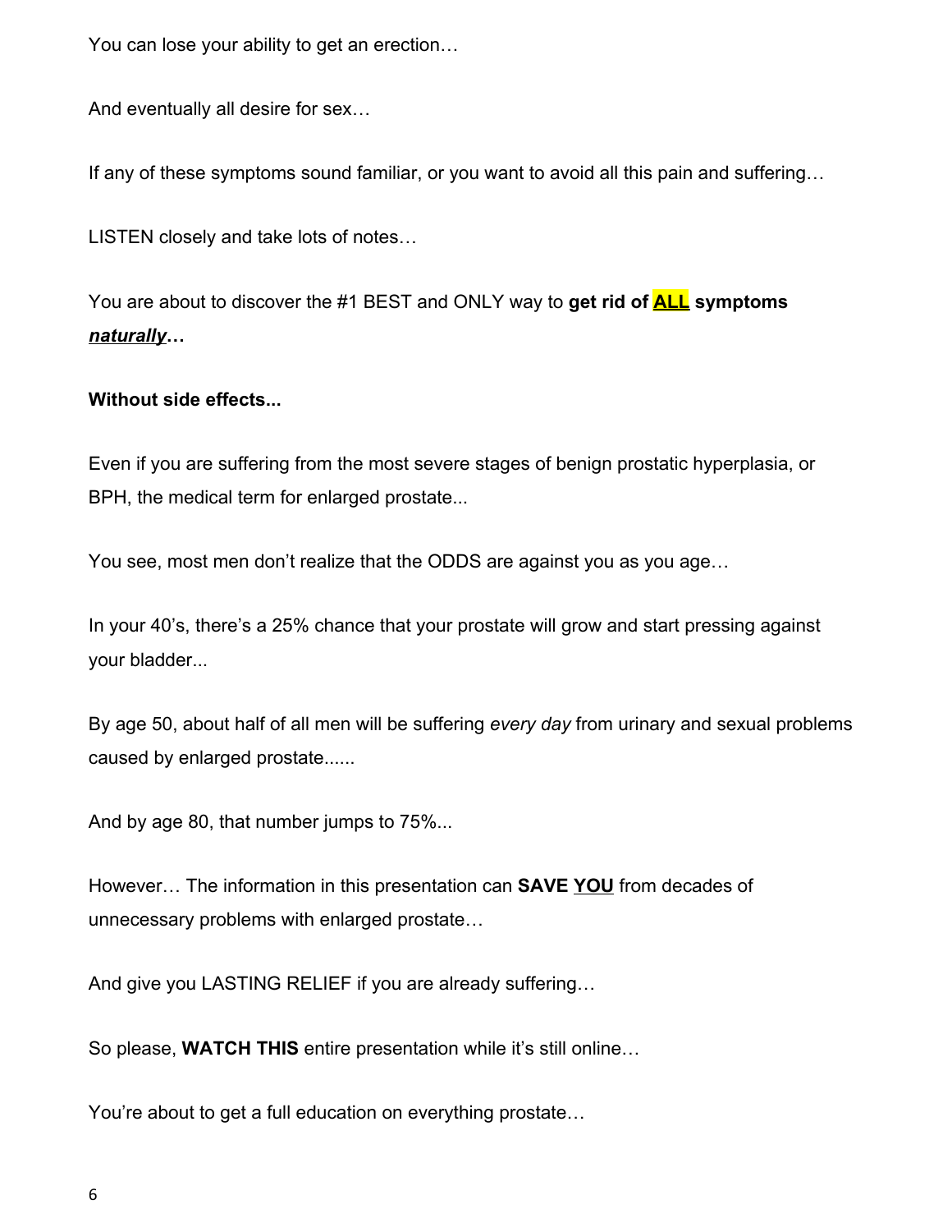You can lose your ability to get an erection…

And eventually all desire for sex…

If any of these symptoms sound familiar, or you want to avoid all this pain and suffering…

LISTEN closely and take lots of notes…

You are about to discover the #1 BEST and ONLY way to **get rid of <u>ALL</u> symptoms *<u>naturally</u>*…**

**Without side effects...**

Even if you are suffering from the most severe stages of benign prostatic hyperplasia, or BPH, the medical term for enlarged prostate...

You see, most men don't realize that the ODDS are against you as you age…

In your 40's, there's a 25% chance that your prostate will grow and start pressing against your bladder...

By age 50, about half of all men will be suffering *every day* from urinary and sexual problems caused by enlarged prostate......

And by age 80, that number jumps to 75%...

However… The information in this presentation can **SAVE <u>YOU</u>** from decades of unnecessary problems with enlarged prostate…

And give you LASTING RELIEF if you are already suffering…

So please, **WATCH THIS** entire presentation while it's still online…

You're about to get a full education on everything prostate…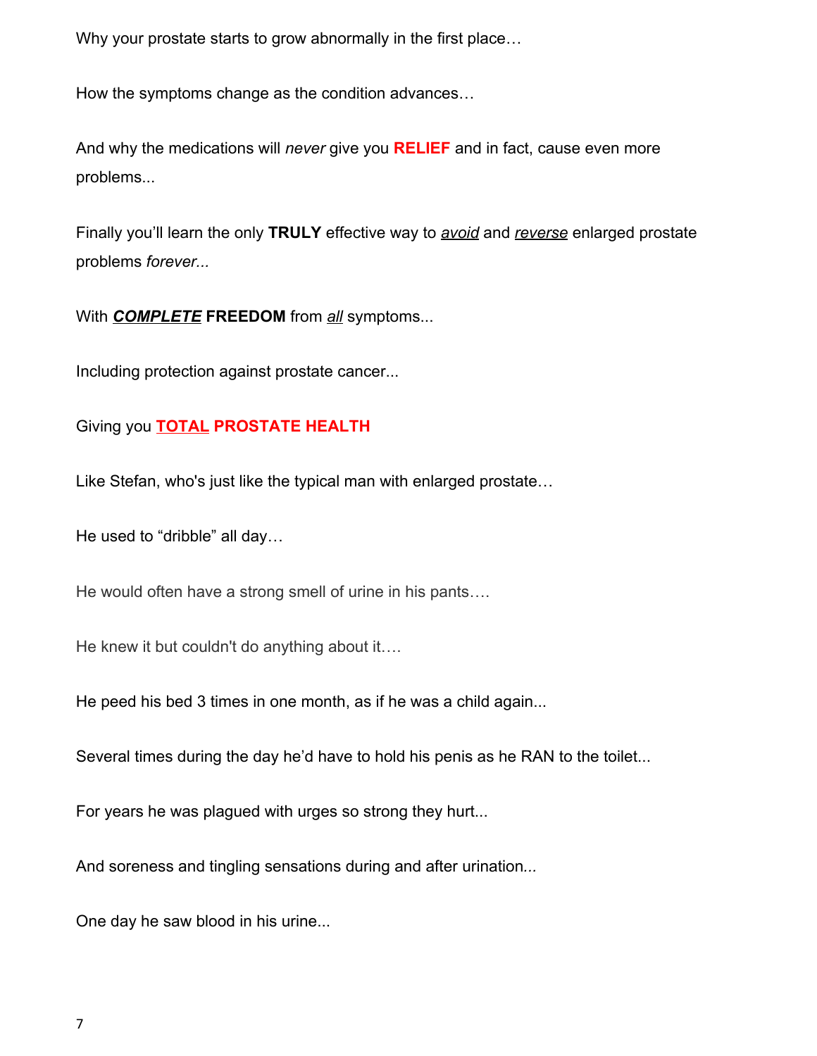Why your prostate starts to grow abnormally in the first place…

How the symptoms change as the condition advances…

And why the medications will *never* give you **RELIEF** and in fact, cause even more problems...

Finally you'll learn the only **TRULY** effective way to *avoid* and *reverse* enlarged prostate problems *forever...*

With ***COMPLETE*** **FREEDOM** from *all* symptoms...

Including protection against prostate cancer...

Giving you **TOTAL PROSTATE HEALTH**

Like Stefan, who's just like the typical man with enlarged prostate…

He used to "dribble" all day…

He would often have a strong smell of urine in his pants….

He knew it but couldn't do anything about it….

He peed his bed 3 times in one month, as if he was a child again...

Several times during the day he'd have to hold his penis as he RAN to the toilet...

For years he was plagued with urges so strong they hurt...

And soreness and tingling sensations during and after urination...

One day he saw blood in his urine...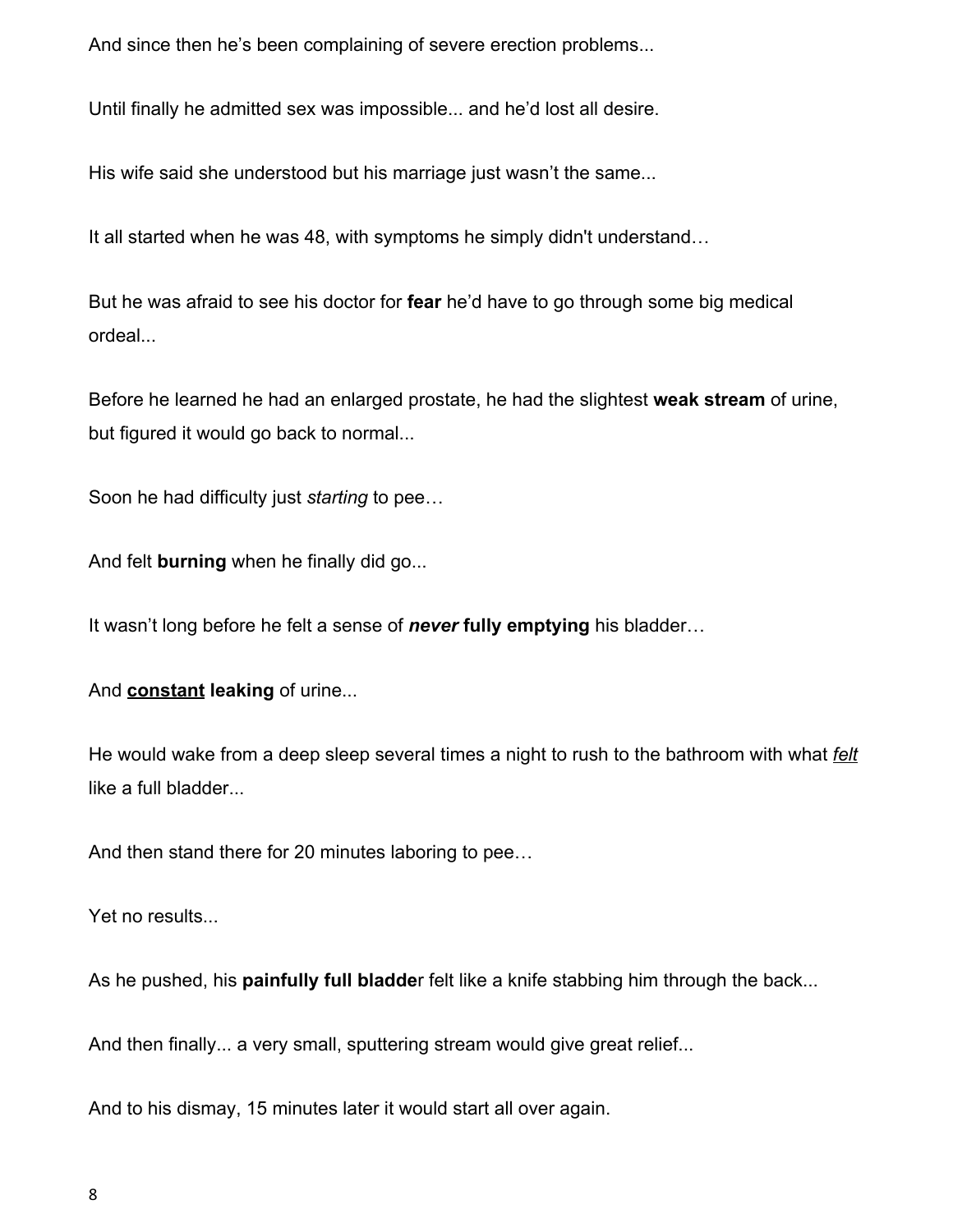And since then he's been complaining of severe erection problems...

Until finally he admitted sex was impossible... and he'd lost all desire.

His wife said she understood but his marriage just wasn't the same...

It all started when he was 48, with symptoms he simply didn't understand…

But he was afraid to see his doctor for **fear** he'd have to go through some big medical ordeal...

Before he learned he had an enlarged prostate, he had the slightest **weak stream** of urine, but figured it would go back to normal...

Soon he had difficulty just *starting* to pee…

And felt **burning** when he finally did go...

It wasn't long before he felt a sense of ***never*** **fully emptying** his bladder…

And <u>**constant**</u> **leaking** of urine...

He would wake from a deep sleep several times a night to rush to the bathroom with what <u>*felt*</u> like a full bladder...

And then stand there for 20 minutes laboring to pee…

Yet no results...

As he pushed, his **painfully full bladde**r felt like a knife stabbing him through the back...

And then finally... a very small, sputtering stream would give great relief...

And to his dismay, 15 minutes later it would start all over again.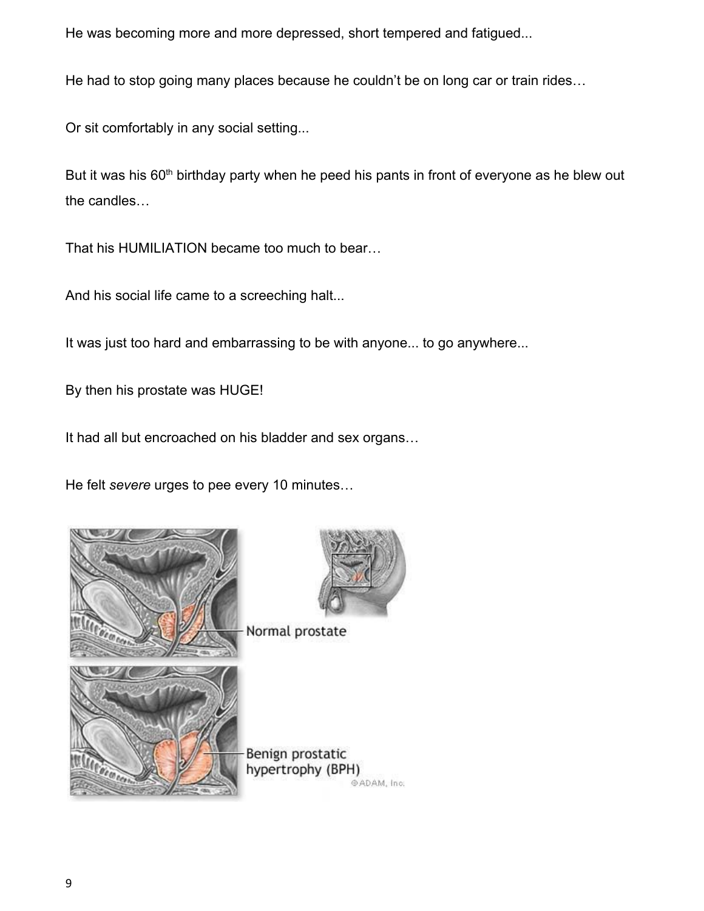He was becoming more and more depressed, short tempered and fatigued...

He had to stop going many places because he couldn't be on long car or train rides…

Or sit comfortably in any social setting...

But it was his 60th birthday party when he peed his pants in front of everyone as he blew out the candles…

That his HUMILIATION became too much to bear…

And his social life came to a screeching halt...

It was just too hard and embarrassing to be with anyone... to go anywhere...

By then his prostate was HUGE!

It had all but encroached on his bladder and sex organs…

He felt *severe* urges to pee every 10 minutes…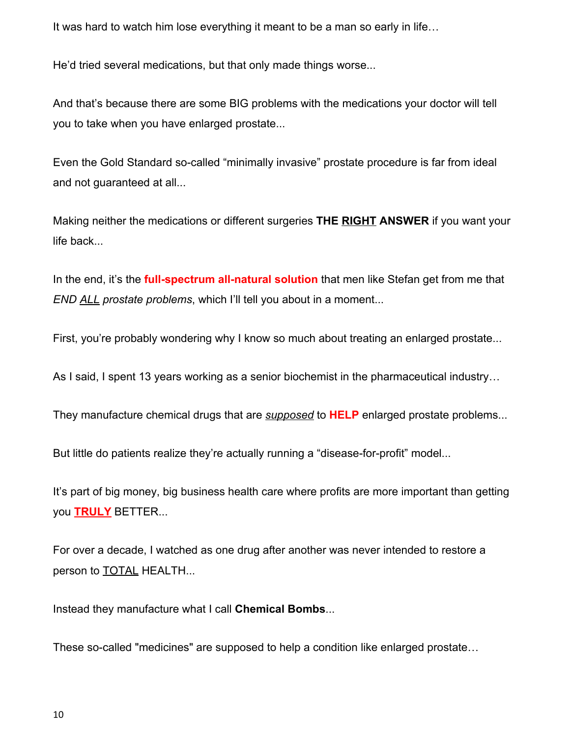It was hard to watch him lose everything it meant to be a man so early in life…

He'd tried several medications, but that only made things worse...

And that's because there are some BIG problems with the medications your doctor will tell you to take when you have enlarged prostate...

Even the Gold Standard so-called "minimally invasive" prostate procedure is far from ideal and not guaranteed at all...

Making neither the medications or different surgeries **THE <u>RIGHT</u> ANSWER** if you want your life back...

In the end, it's the **full-spectrum all-natural solution** that men like Stefan get from me that *END <u>ALL</u> prostate problems*, which I'll tell you about in a moment...

First, you're probably wondering why I know so much about treating an enlarged prostate...

As I said, I spent 13 years working as a senior biochemist in the pharmaceutical industry…

They manufacture chemical drugs that are *<u>supposed</u>* to **HELP** enlarged prostate problems...

But little do patients realize they're actually running a "disease-for-profit" model...

It's part of big money, big business health care where profits are more important than getting you **<u>TRULY</u>** BETTER...

For over a decade, I watched as one drug after another was never intended to restore a person to <u>TOTAL</u> HEALTH...

Instead they manufacture what I call **Chemical Bombs**...

These so-called "medicines" are supposed to help a condition like enlarged prostate…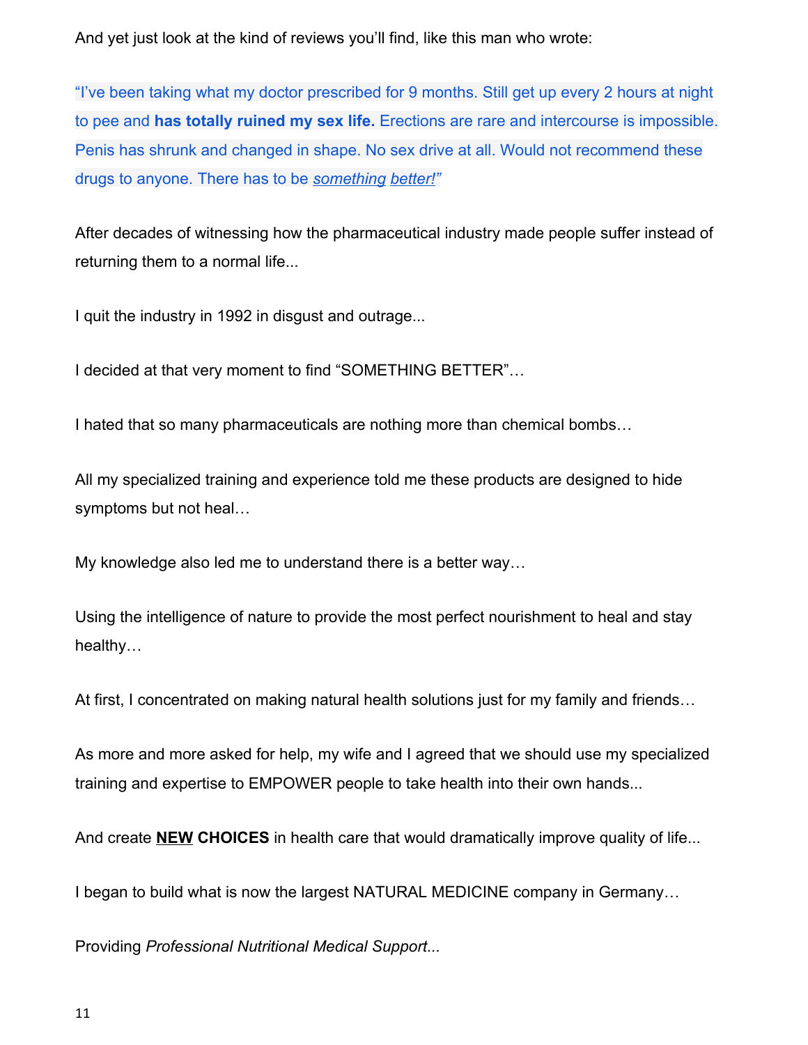And yet just look at the kind of reviews you'll find, like this man who wrote:

"I've been taking what my doctor prescribed for 9 months. Still get up every 2 hours at night to pee and **has totally ruined my sex life.** Erections are rare and intercourse is impossible. Penis has shrunk and changed in shape. No sex drive at all. Would not recommend these drugs to anyone. There has to be *something better!*"

After decades of witnessing how the pharmaceutical industry made people suffer instead of returning them to a normal life...

I quit the industry in 1992 in disgust and outrage...

I decided at that very moment to find "SOMETHING BETTER"…

I hated that so many pharmaceuticals are nothing more than chemical bombs…

All my specialized training and experience told me these products are designed to hide symptoms but not heal…

My knowledge also led me to understand there is a better way…

Using the intelligence of nature to provide the most perfect nourishment to heal and stay healthy…

At first, I concentrated on making natural health solutions just for my family and friends…

As more and more asked for help, my wife and I agreed that we should use my specialized training and expertise to EMPOWER people to take health into their own hands...

And create **NEW CHOICES** in health care that would dramatically improve quality of life...

I began to build what is now the largest NATURAL MEDICINE company in Germany…

Providing *Professional Nutritional Medical Support...*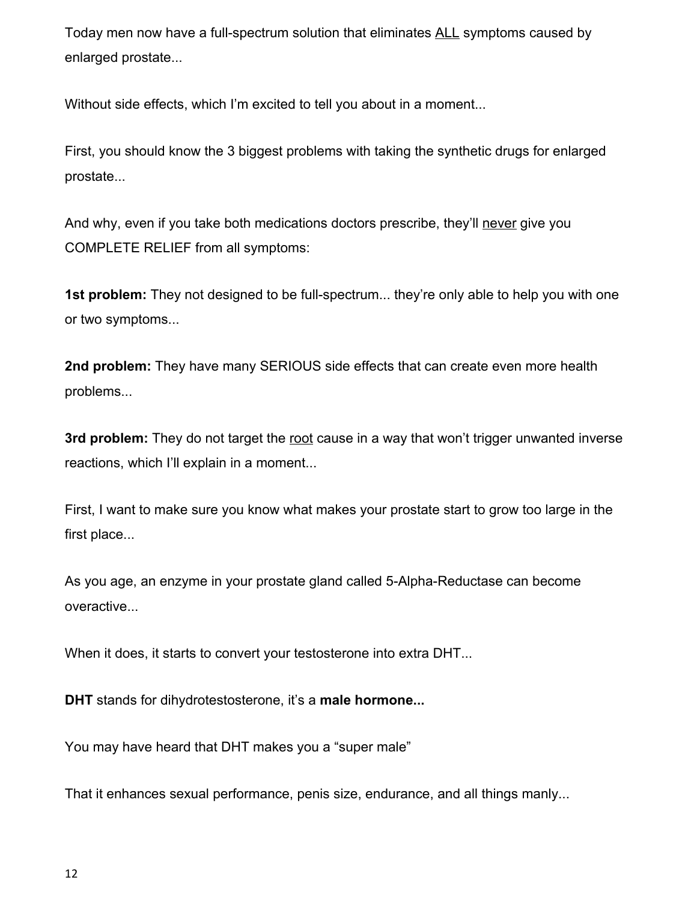Today men now have a full-spectrum solution that eliminates <u>ALL</u> symptoms caused by enlarged prostate...

Without side effects, which I'm excited to tell you about in a moment...

First, you should know the 3 biggest problems with taking the synthetic drugs for enlarged prostate...

And why, even if you take both medications doctors prescribe, they'll <u>never</u> give you COMPLETE RELIEF from all symptoms:

**1st problem:** They not designed to be full-spectrum... they're only able to help you with one or two symptoms...

**2nd problem:** They have many SERIOUS side effects that can create even more health problems...

**3rd problem:** They do not target the <u>root</u> cause in a way that won't trigger unwanted inverse reactions, which I'll explain in a moment...

First, I want to make sure you know what makes your prostate start to grow too large in the first place...

As you age, an enzyme in your prostate gland called 5-Alpha-Reductase can become overactive...

When it does, it starts to convert your testosterone into extra DHT...

**DHT** stands for dihydrotestosterone, it's a **male hormone...**

You may have heard that DHT makes you a "super male"

That it enhances sexual performance, penis size, endurance, and all things manly...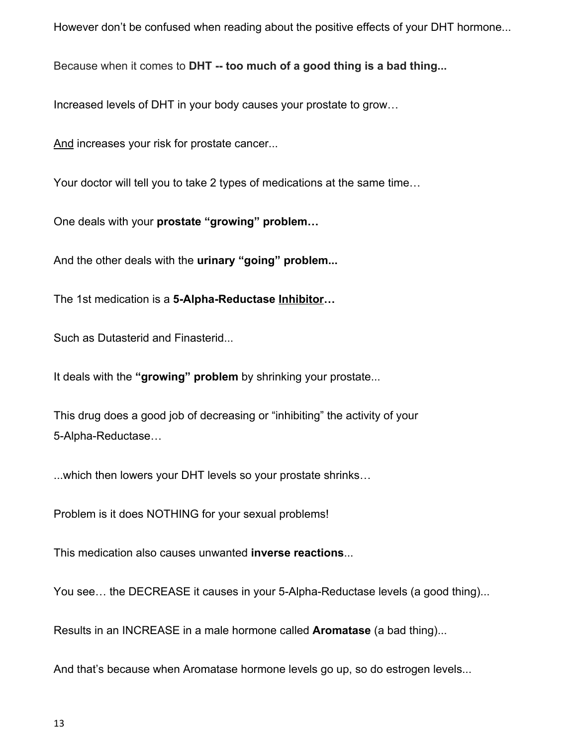However don't be confused when reading about the positive effects of your DHT hormone...

Because when it comes to **DHT -- too much of a good thing is a bad thing...**

Increased levels of DHT in your body causes your prostate to grow…

<u>And</u> increases your risk for prostate cancer...

Your doctor will tell you to take 2 types of medications at the same time…

One deals with your **prostate "growing" problem…**

And the other deals with the **urinary "going" problem...**

The 1st medication is a **5-Alpha-Reductase <u>Inhibitor</u>…**

Such as Dutasterid and Finasterid...

It deals with the **"growing" problem** by shrinking your prostate...

This drug does a good job of decreasing or "inhibiting" the activity of your 5-Alpha-Reductase…

...which then lowers your DHT levels so your prostate shrinks…

Problem is it does NOTHING for your sexual problems!

This medication also causes unwanted **inverse reactions**...

You see… the DECREASE it causes in your 5-Alpha-Reductase levels (a good thing)...

Results in an INCREASE in a male hormone called **Aromatase** (a bad thing)...

And that's because when Aromatase hormone levels go up, so do estrogen levels...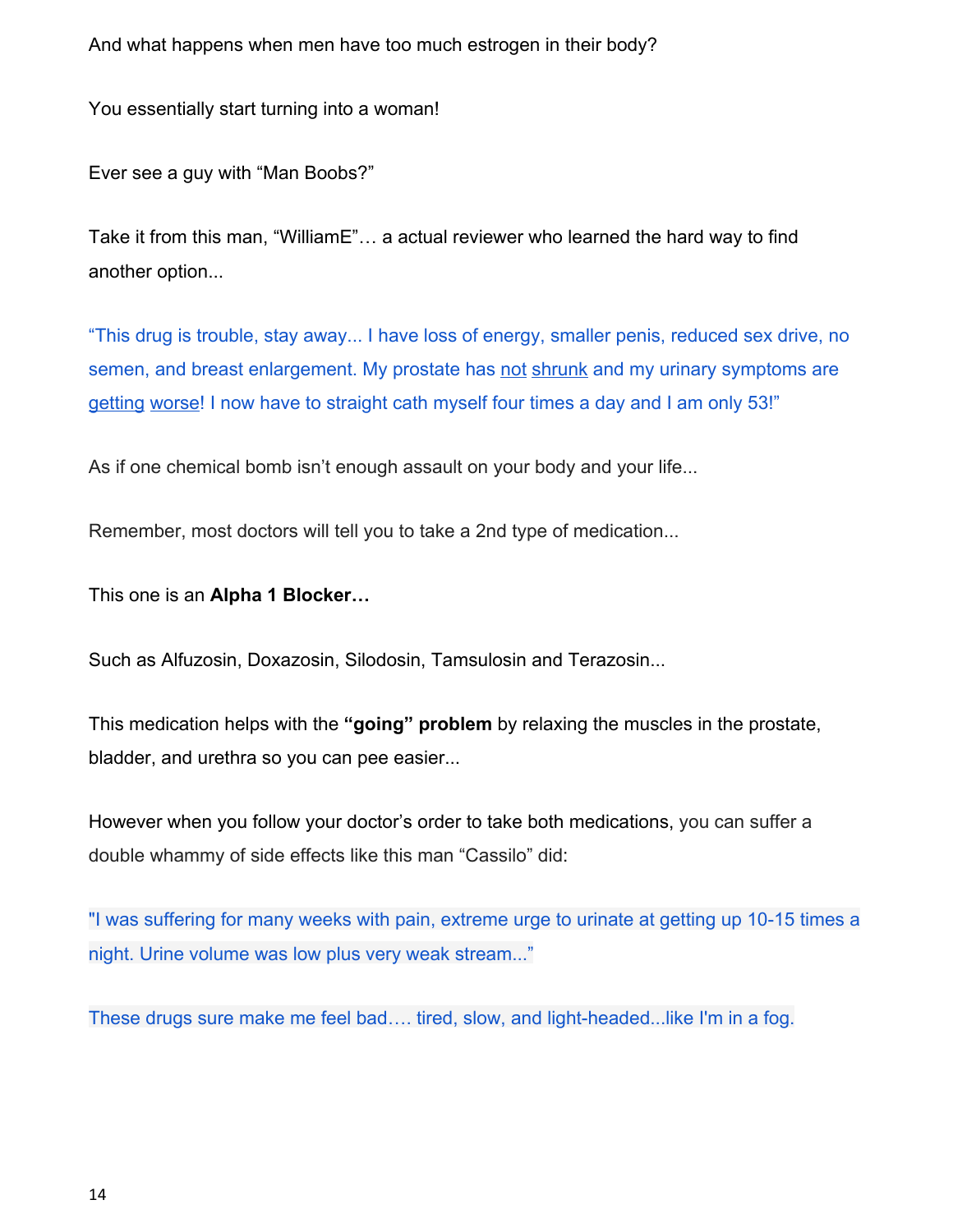And what happens when men have too much estrogen in their body?

You essentially start turning into a woman!

Ever see a guy with "Man Boobs?"

Take it from this man, "WilliamE"… a actual reviewer who learned the hard way to find another option...

"This drug is trouble, stay away... I have loss of energy, smaller penis, reduced sex drive, no semen, and breast enlargement. My prostate has not shrunk and my urinary symptoms are getting worse! I now have to straight cath myself four times a day and I am only 53!"

As if one chemical bomb isn't enough assault on your body and your life...

Remember, most doctors will tell you to take a 2nd type of medication...

This one is an **Alpha 1 Blocker…**

Such as Alfuzosin, Doxazosin, Silodosin, Tamsulosin and Terazosin...

This medication helps with the **"going" problem** by relaxing the muscles in the prostate, bladder, and urethra so you can pee easier...

However when you follow your doctor's order to take both medications, you can suffer a double whammy of side effects like this man "Cassilo" did:

"I was suffering for many weeks with pain, extreme urge to urinate at getting up 10-15 times a night. Urine volume was low plus very weak stream..."

These drugs sure make me feel bad…. tired, slow, and light-headed...like I'm in a fog.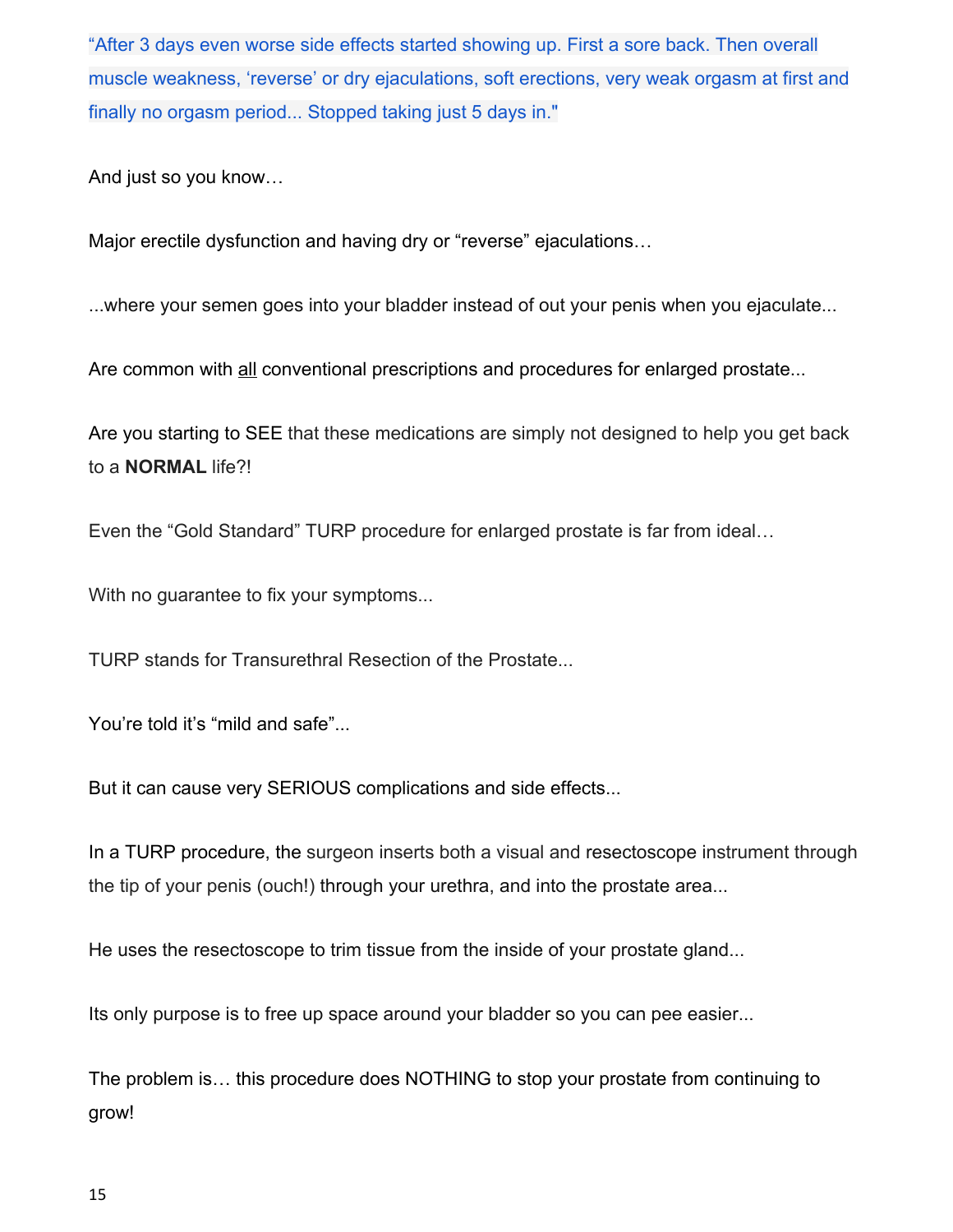"After 3 days even worse side effects started showing up. First a sore back. Then overall muscle weakness, 'reverse' or dry ejaculations, soft erections, very weak orgasm at first and finally no orgasm period... Stopped taking just 5 days in."

And just so you know…

Major erectile dysfunction and having dry or "reverse" ejaculations…

...where your semen goes into your bladder instead of out your penis when you ejaculate...

Are common with <u>all</u> conventional prescriptions and procedures for enlarged prostate...

Are you starting to SEE that these medications are simply not designed to help you get back to a **NORMAL** life?!

Even the "Gold Standard" TURP procedure for enlarged prostate is far from ideal…

With no guarantee to fix your symptoms...

TURP stands for Transurethral Resection of the Prostate...

You're told it's "mild and safe"...

But it can cause very SERIOUS complications and side effects...

In a TURP procedure, the surgeon inserts both a visual and resectoscope instrument through the tip of your penis (ouch!) through your urethra, and into the prostate area...

He uses the resectoscope to trim tissue from the inside of your prostate gland...

Its only purpose is to free up space around your bladder so you can pee easier...

The problem is… this procedure does NOTHING to stop your prostate from continuing to grow!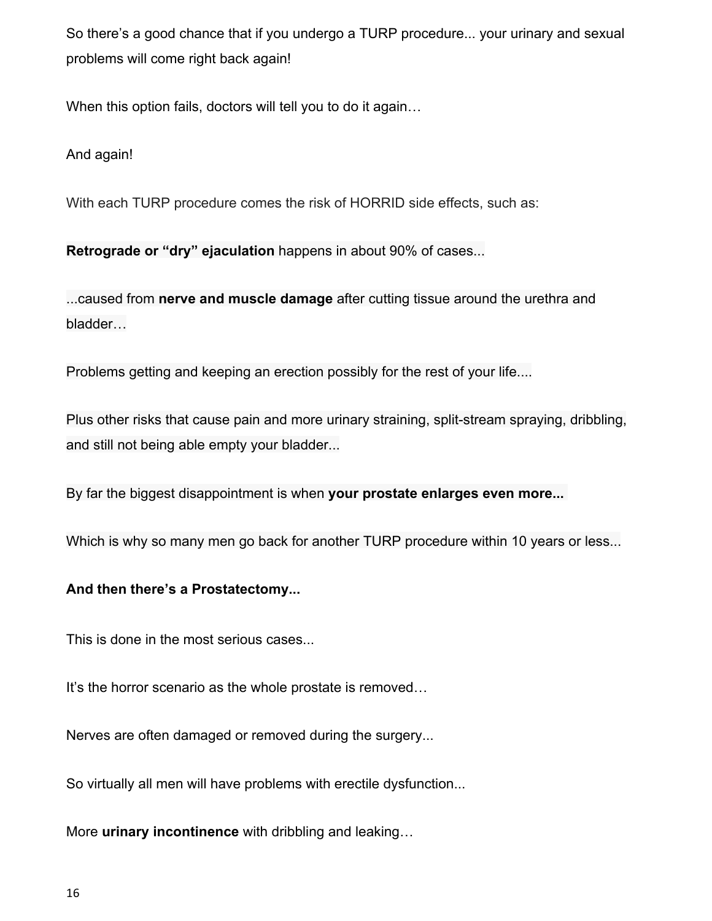So there's a good chance that if you undergo a TURP procedure... your urinary and sexual problems will come right back again!

When this option fails, doctors will tell you to do it again…

And again!

With each TURP procedure comes the risk of HORRID side effects, such as:

**Retrograde or "dry" ejaculation** happens in about 90% of cases...

...caused from **nerve and muscle damage** after cutting tissue around the urethra and bladder…

Problems getting and keeping an erection possibly for the rest of your life....

Plus other risks that cause pain and more urinary straining, split-stream spraying, dribbling, and still not being able empty your bladder...

By far the biggest disappointment is when **your prostate enlarges even more...**

Which is why so many men go back for another TURP procedure within 10 years or less...

**And then there's a Prostatectomy...**

This is done in the most serious cases...

It's the horror scenario as the whole prostate is removed…

Nerves are often damaged or removed during the surgery...

So virtually all men will have problems with erectile dysfunction...

More **urinary incontinence** with dribbling and leaking…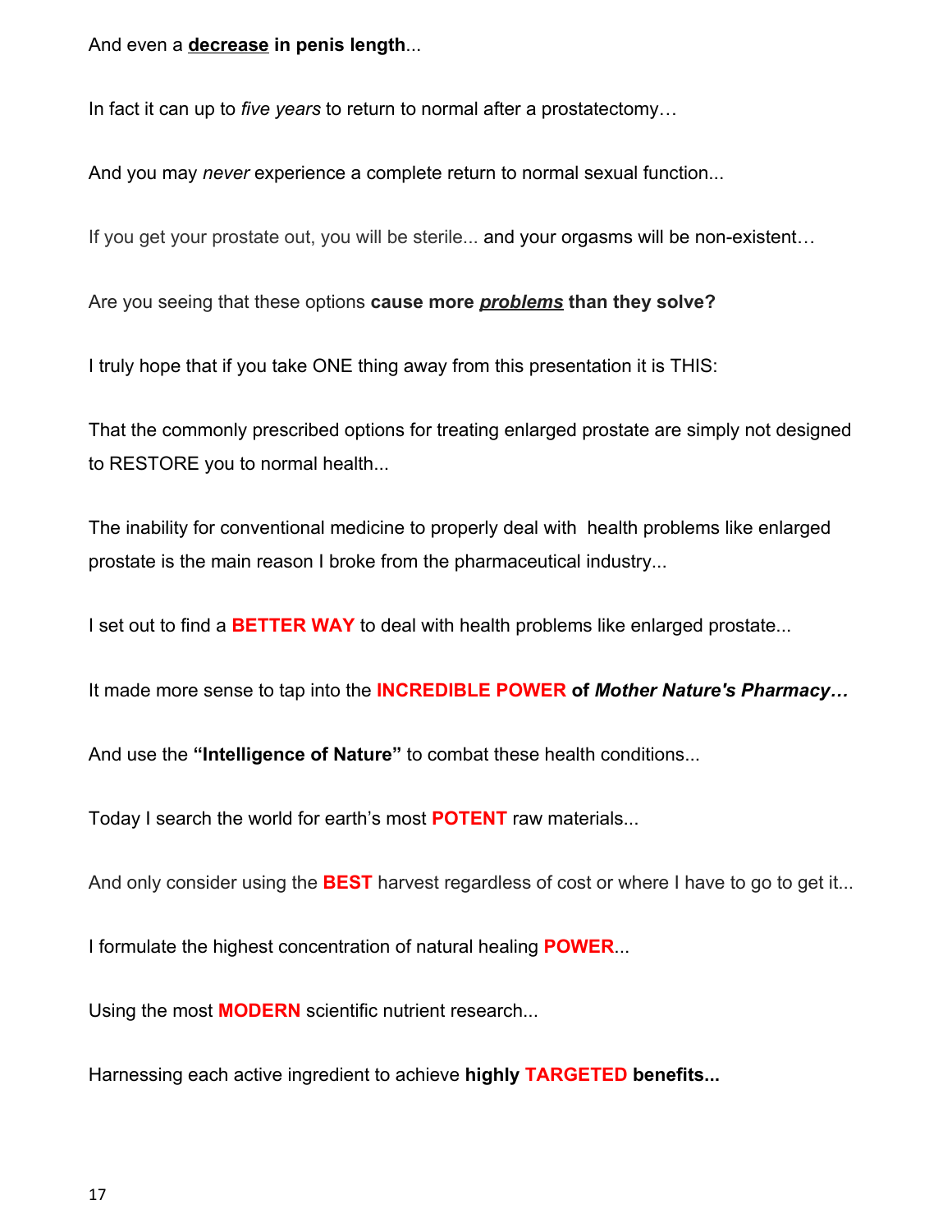And even a **<u>decrease</u> in penis length**...

In fact it can up to *five years* to return to normal after a prostatectomy…

And you may *never* experience a complete return to normal sexual function...

If you get your prostate out, you will be sterile... and your orgasms will be non-existent…

Are you seeing that these options **cause more *<u>problems</u>* than they solve?**

I truly hope that if you take ONE thing away from this presentation it is THIS:

That the commonly prescribed options for treating enlarged prostate are simply not designed to RESTORE you to normal health...

The inability for conventional medicine to properly deal with health problems like enlarged prostate is the main reason I broke from the pharmaceutical industry...

I set out to find a **BETTER WAY** to deal with health problems like enlarged prostate...

It made more sense to tap into the **INCREDIBLE POWER of *Mother Nature's Pharmacy…***

And use the **"Intelligence of Nature"** to combat these health conditions...

Today I search the world for earth's most **POTENT** raw materials...

And only consider using the **BEST** harvest regardless of cost or where I have to go to get it...

I formulate the highest concentration of natural healing **POWER**...

Using the most **MODERN** scientific nutrient research...

Harnessing each active ingredient to achieve **highly TARGETED benefits...**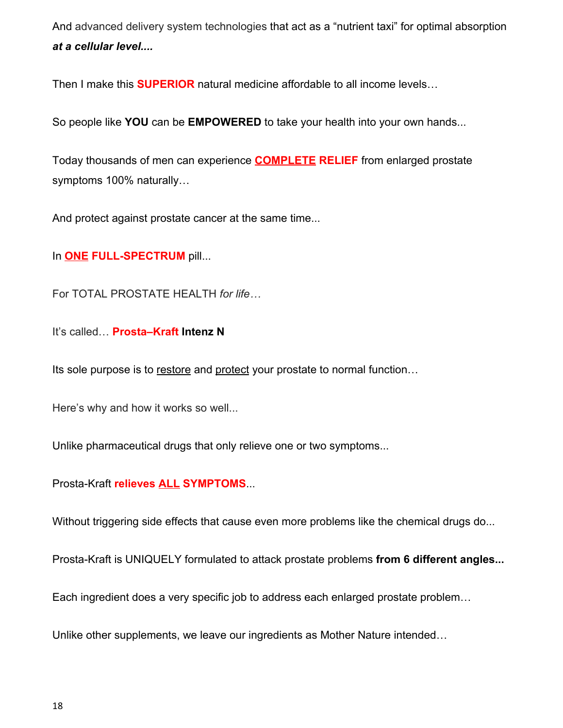And advanced delivery system technologies that act as a “nutrient taxi” for optimal absorption ***at a cellular level....***

Then I make this **SUPERIOR** natural medicine affordable to all income levels…

So people like **YOU** can be **EMPOWERED** to take your health into your own hands...

Today thousands of men can experience **COMPLETE RELIEF** from enlarged prostate symptoms 100% naturally…

And protect against prostate cancer at the same time...

In **ONE FULL-SPECTRUM** pill...

For TOTAL PROSTATE HEALTH *for life…*

It’s called… **Prosta–Kraft Intenz N**

Its sole purpose is to restore and protect your prostate to normal function…

Here’s why and how it works so well...

Unlike pharmaceutical drugs that only relieve one or two symptoms...

Prosta-Kraft **relieves ALL SYMPTOMS**...

Without triggering side effects that cause even more problems like the chemical drugs do...

Prosta-Kraft is UNIQUELY formulated to attack prostate problems **from 6 different angles...**

Each ingredient does a very specific job to address each enlarged prostate problem…

Unlike other supplements, we leave our ingredients as Mother Nature intended…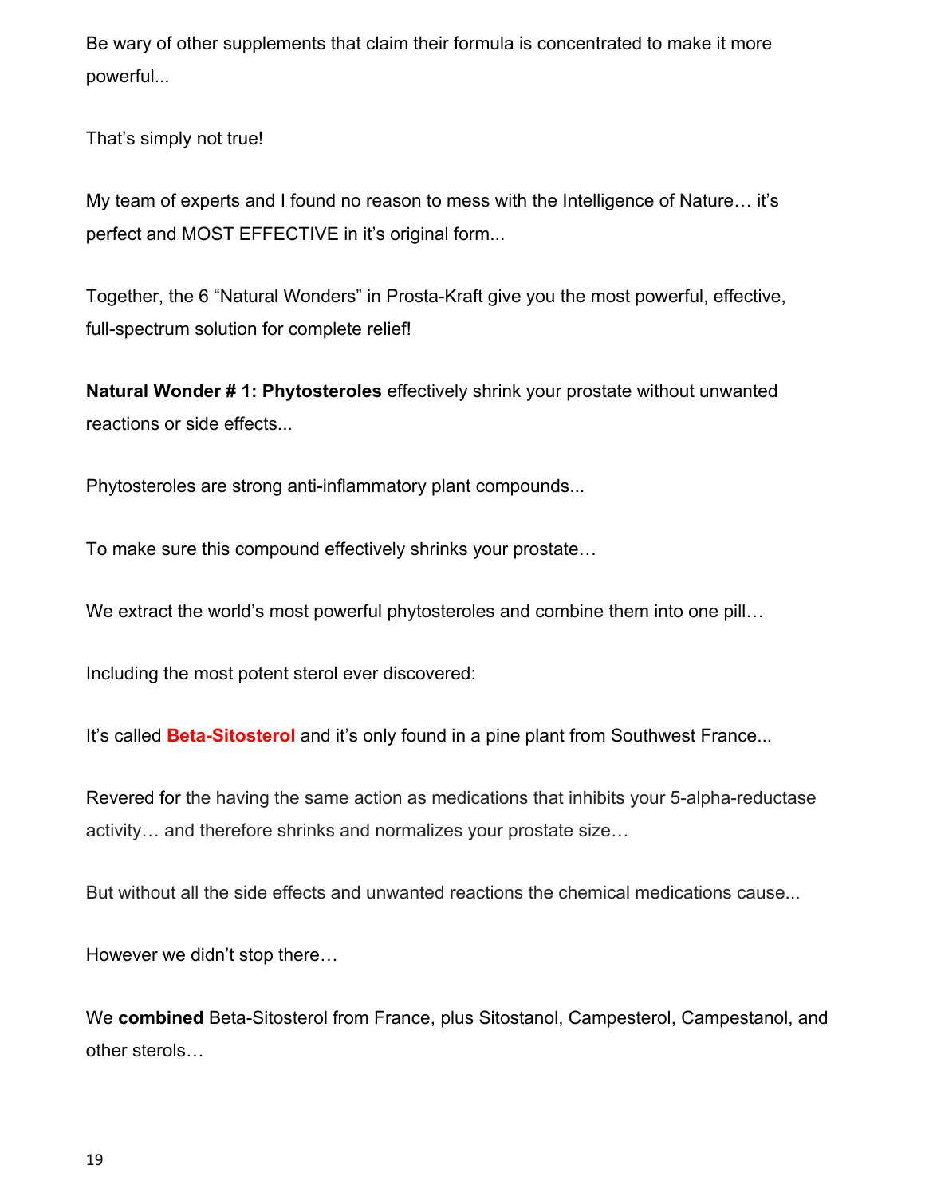Be wary of other supplements that claim their formula is concentrated to make it more powerful...

That's simply not true!

My team of experts and I found no reason to mess with the Intelligence of Nature… it's perfect and MOST EFFECTIVE in it's <u>original</u> form...

Together, the 6 "Natural Wonders" in Prosta-Kraft give you the most powerful, effective, full-spectrum solution for complete relief!

**Natural Wonder # 1: Phytosteroles** effectively shrink your prostate without unwanted reactions or side effects...

Phytosteroles are strong anti-inflammatory plant compounds...

To make sure this compound effectively shrinks your prostate…

We extract the world's most powerful phytosteroles and combine them into one pill…

Including the most potent sterol ever discovered:

It's called **Beta-Sitosterol** and it's only found in a pine plant from Southwest France...

Revered for the having the same action as medications that inhibits your 5-alpha-reductase activity… and therefore shrinks and normalizes your prostate size…

But without all the side effects and unwanted reactions the chemical medications cause...

However we didn't stop there…

We **combined** Beta-Sitosterol from France, plus Sitostanol, Campesterol, Campestanol, and other sterols…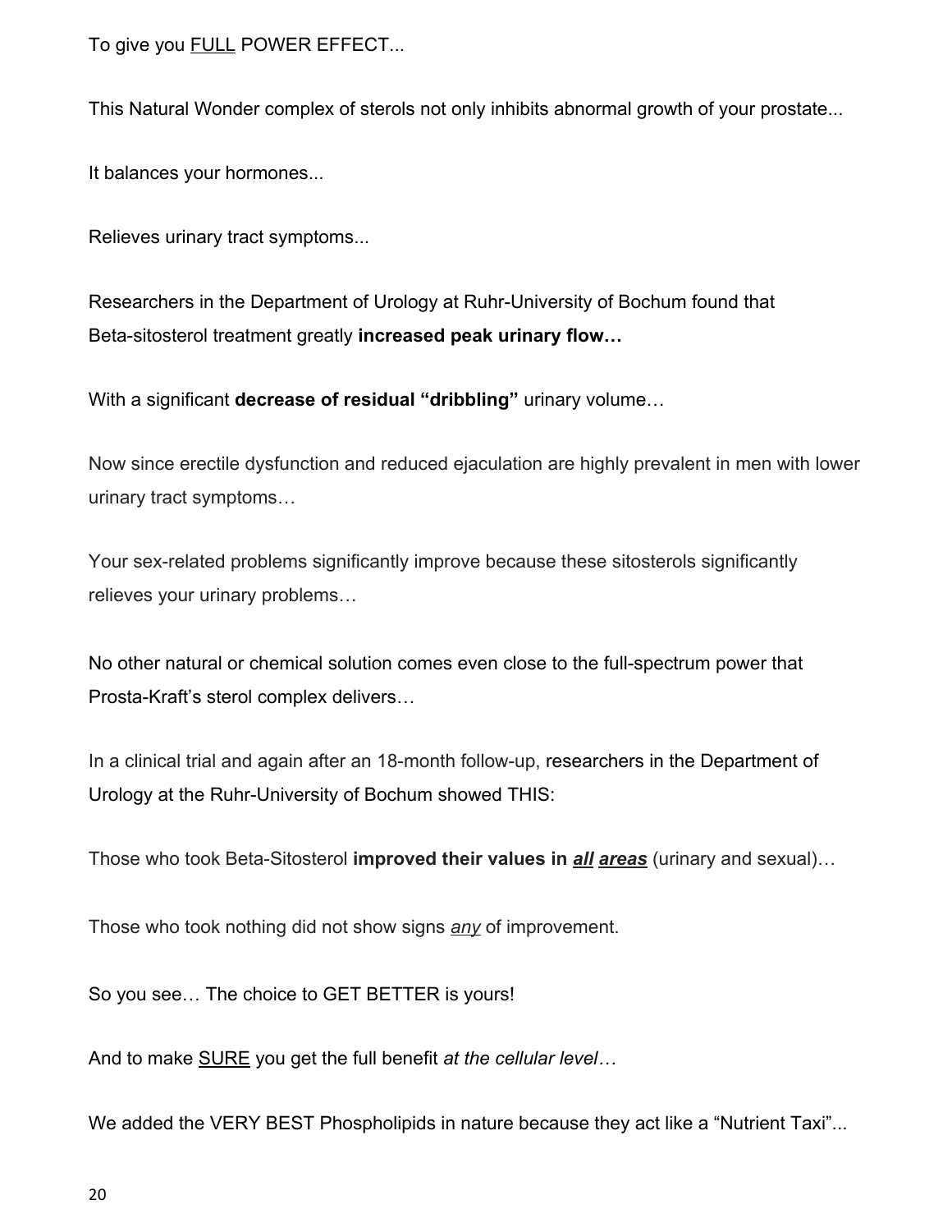To give you <u>FULL</u> POWER EFFECT...

This Natural Wonder complex of sterols not only inhibits abnormal growth of your prostate...

It balances your hormones...

Relieves urinary tract symptoms...

Researchers in the Department of Urology at Ruhr-University of Bochum found that Beta-sitosterol treatment greatly **increased peak urinary flow…**

With a significant **decrease of residual "dribbling"** urinary volume…

Now since erectile dysfunction and reduced ejaculation are highly prevalent in men with lower urinary tract symptoms…

Your sex-related problems significantly improve because these sitosterols significantly relieves your urinary problems…

No other natural or chemical solution comes even close to the full-spectrum power that Prosta-Kraft's sterol complex delivers…

In a clinical trial and again after an 18-month follow-up, researchers in the Department of Urology at the Ruhr-University of Bochum showed THIS:

Those who took Beta-Sitosterol **improved their values in <u>*all*</u> <u>*areas*</u>** (urinary and sexual)…

Those who took nothing did not show signs <u>*any*</u> of improvement.

So you see… The choice to GET BETTER is yours!

And to make <u>SURE</u> you get the full benefit *at the cellular level…*

We added the VERY BEST Phospholipids in nature because they act like a "Nutrient Taxi"...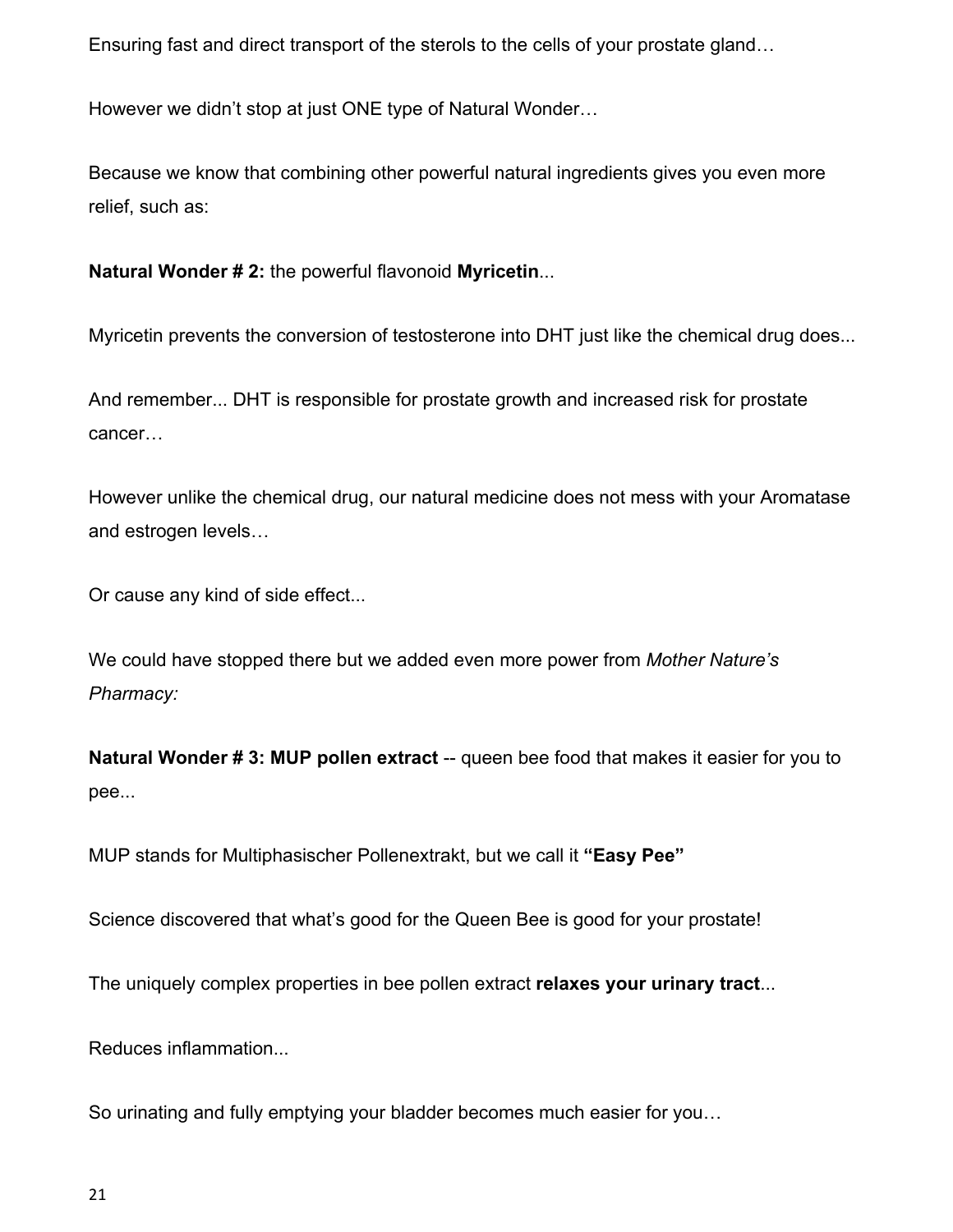Ensuring fast and direct transport of the sterols to the cells of your prostate gland…

However we didn’t stop at just ONE type of Natural Wonder…

Because we know that combining other powerful natural ingredients gives you even more relief, such as:

**Natural Wonder # 2:** the powerful flavonoid **Myricetin**...

Myricetin prevents the conversion of testosterone into DHT just like the chemical drug does...

And remember... DHT is responsible for prostate growth and increased risk for prostate cancer…

However unlike the chemical drug, our natural medicine does not mess with your Aromatase and estrogen levels…

Or cause any kind of side effect...

We could have stopped there but we added even more power from *Mother Nature’s Pharmacy:*

**Natural Wonder # 3: MUP pollen extract** -- queen bee food that makes it easier for you to pee...

MUP stands for Multiphasischer Pollenextrakt, but we call it **“Easy Pee”**

Science discovered that what’s good for the Queen Bee is good for your prostate!

The uniquely complex properties in bee pollen extract **relaxes your urinary tract**...

Reduces inflammation...

So urinating and fully emptying your bladder becomes much easier for you…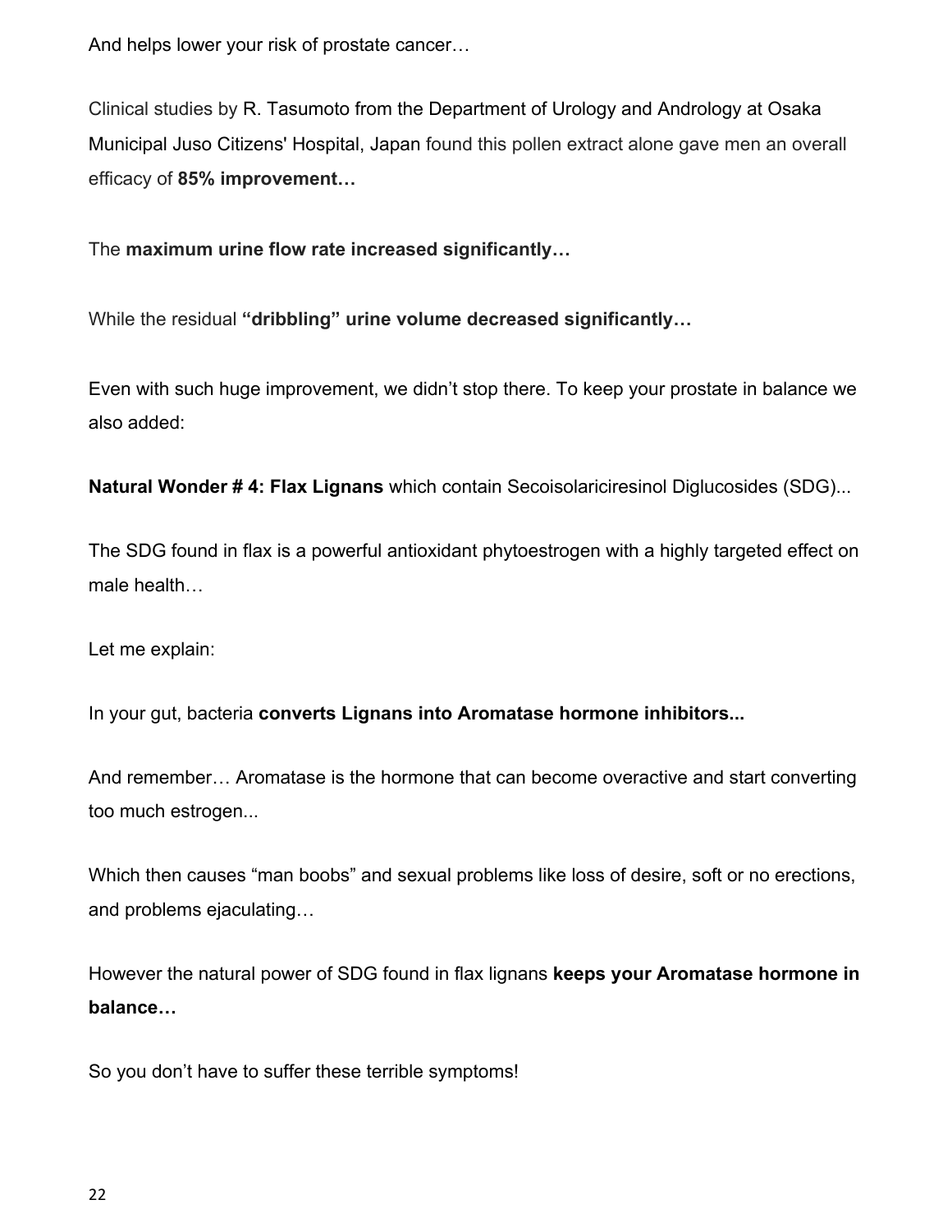And helps lower your risk of prostate cancer…

Clinical studies by R. Tasumoto from the Department of Urology and Andrology at Osaka Municipal Juso Citizens' Hospital, Japan found this pollen extract alone gave men an overall efficacy of **85% improvement…**

The **maximum urine flow rate increased significantly…**

While the residual **"dribbling" urine volume decreased significantly…**

Even with such huge improvement, we didn't stop there. To keep your prostate in balance we also added:

**Natural Wonder # 4: Flax Lignans** which contain Secoisolariciresinol Diglucosides (SDG)...

The SDG found in flax is a powerful antioxidant phytoestrogen with a highly targeted effect on male health…

Let me explain:

In your gut, bacteria **converts Lignans into Aromatase hormone inhibitors...**

And remember… Aromatase is the hormone that can become overactive and start converting too much estrogen...

Which then causes "man boobs" and sexual problems like loss of desire, soft or no erections, and problems ejaculating…

However the natural power of SDG found in flax lignans **keeps your Aromatase hormone in balance…**

So you don't have to suffer these terrible symptoms!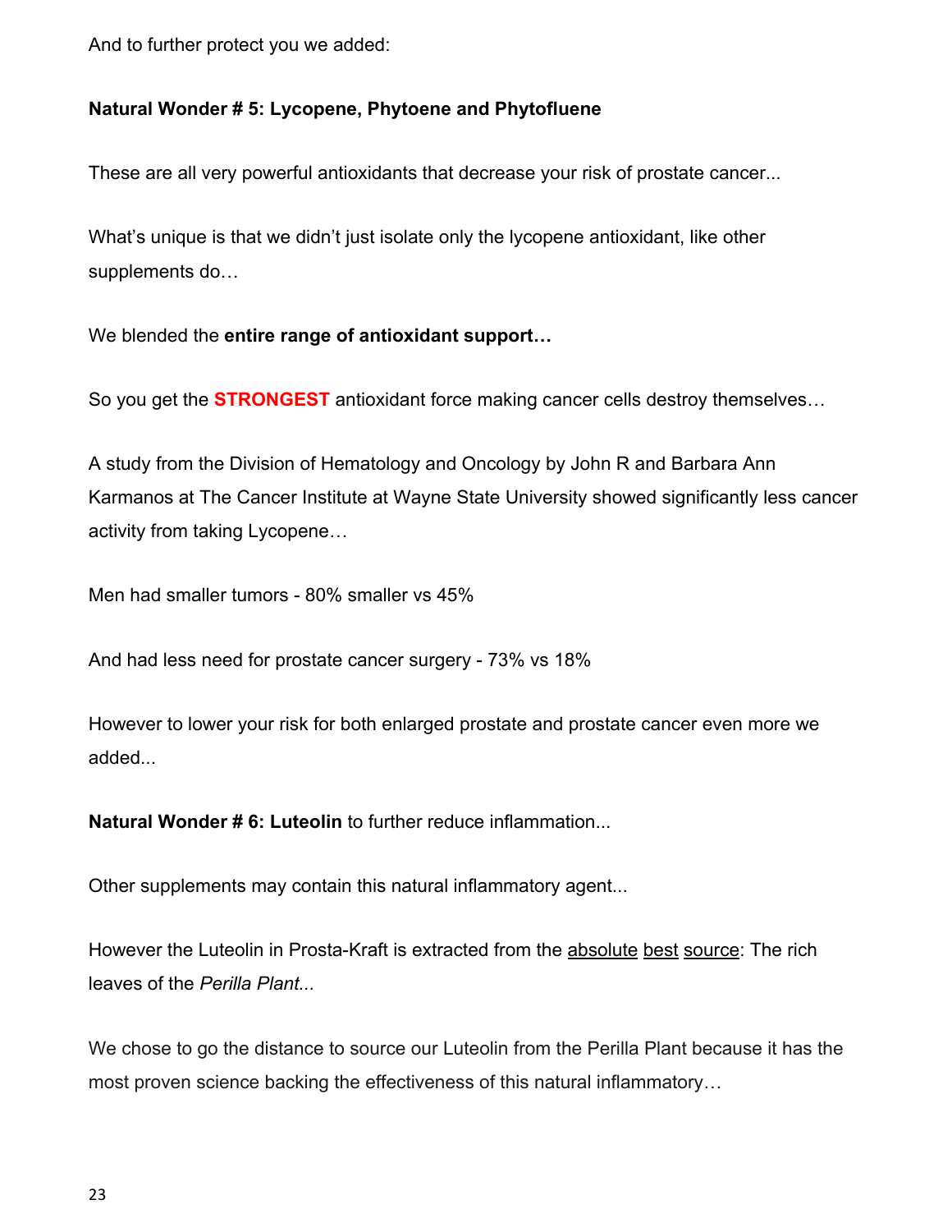And to further protect you we added:

**Natural Wonder # 5: Lycopene, Phytoene and Phytofluene**

These are all very powerful antioxidants that decrease your risk of prostate cancer...

What's unique is that we didn't just isolate only the lycopene antioxidant, like other supplements do…

We blended the **entire range of antioxidant support…**

So you get the **STRONGEST** antioxidant force making cancer cells destroy themselves…

A study from the Division of Hematology and Oncology by John R and Barbara Ann Karmanos at The Cancer Institute at Wayne State University showed significantly less cancer activity from taking Lycopene…

Men had smaller tumors - 80% smaller vs 45%

And had less need for prostate cancer surgery - 73% vs 18%

However to lower your risk for both enlarged prostate and prostate cancer even more we added...

**Natural Wonder # 6: Luteolin** to further reduce inflammation...

Other supplements may contain this natural inflammatory agent...

However the Luteolin in Prosta-Kraft is extracted from the absolute best source: The rich leaves of the *Perilla Plant...*

We chose to go the distance to source our Luteolin from the Perilla Plant because it has the most proven science backing the effectiveness of this natural inflammatory…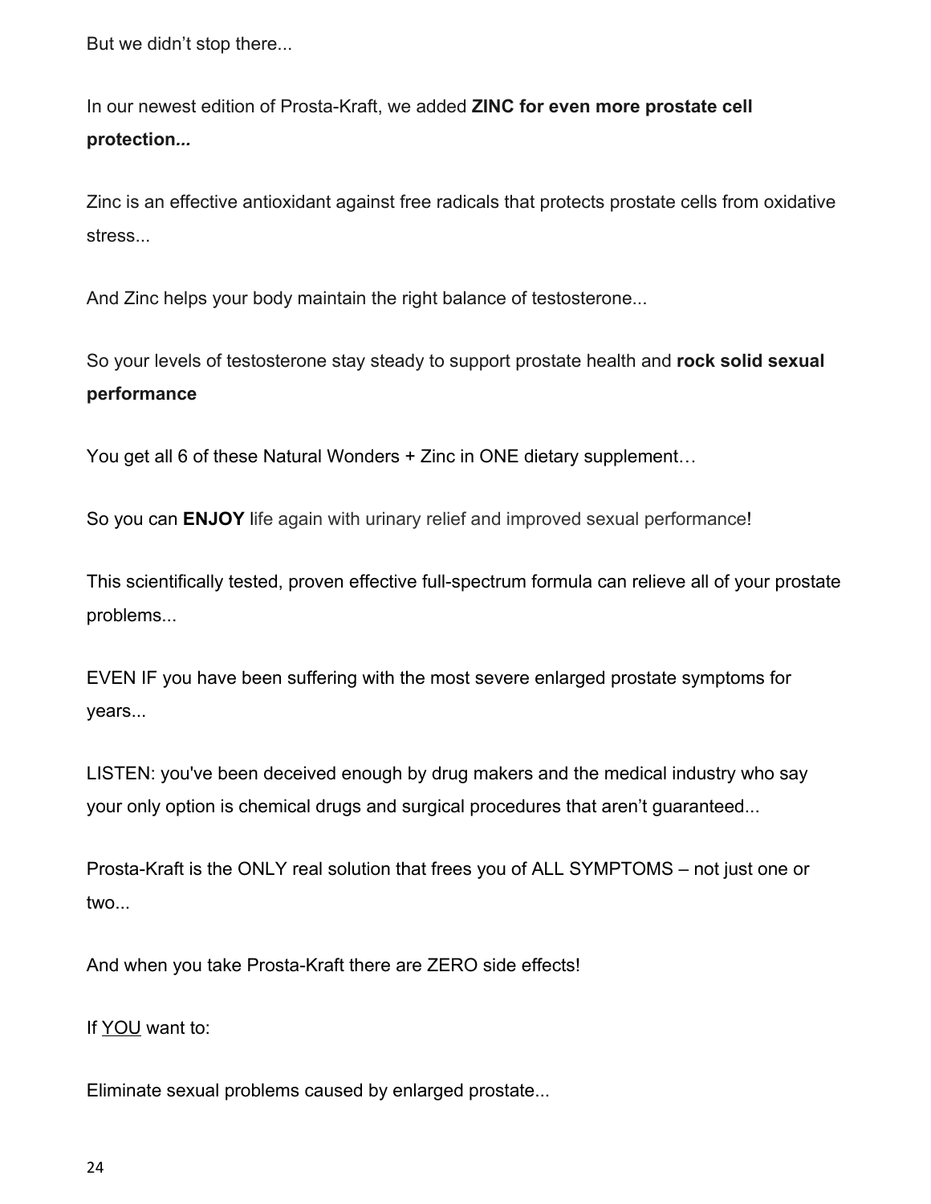But we didn't stop there...

In our newest edition of Prosta-Kraft, we added **ZINC for even more prostate cell protection*...***

Zinc is an effective antioxidant against free radicals that protects prostate cells from oxidative stress...

And Zinc helps your body maintain the right balance of testosterone...

So your levels of testosterone stay steady to support prostate health and **rock solid sexual performance**

You get all 6 of these Natural Wonders + Zinc in ONE dietary supplement…

So you can **ENJOY** life again with urinary relief and improved sexual performance!

This scientifically tested, proven effective full-spectrum formula can relieve all of your prostate problems...

EVEN IF you have been suffering with the most severe enlarged prostate symptoms for years...

LISTEN: you've been deceived enough by drug makers and the medical industry who say your only option is chemical drugs and surgical procedures that aren't guaranteed...

Prosta-Kraft is the ONLY real solution that frees you of ALL SYMPTOMS – not just one or two...

And when you take Prosta-Kraft there are ZERO side effects!

If <u>YOU</u> want to:

Eliminate sexual problems caused by enlarged prostate...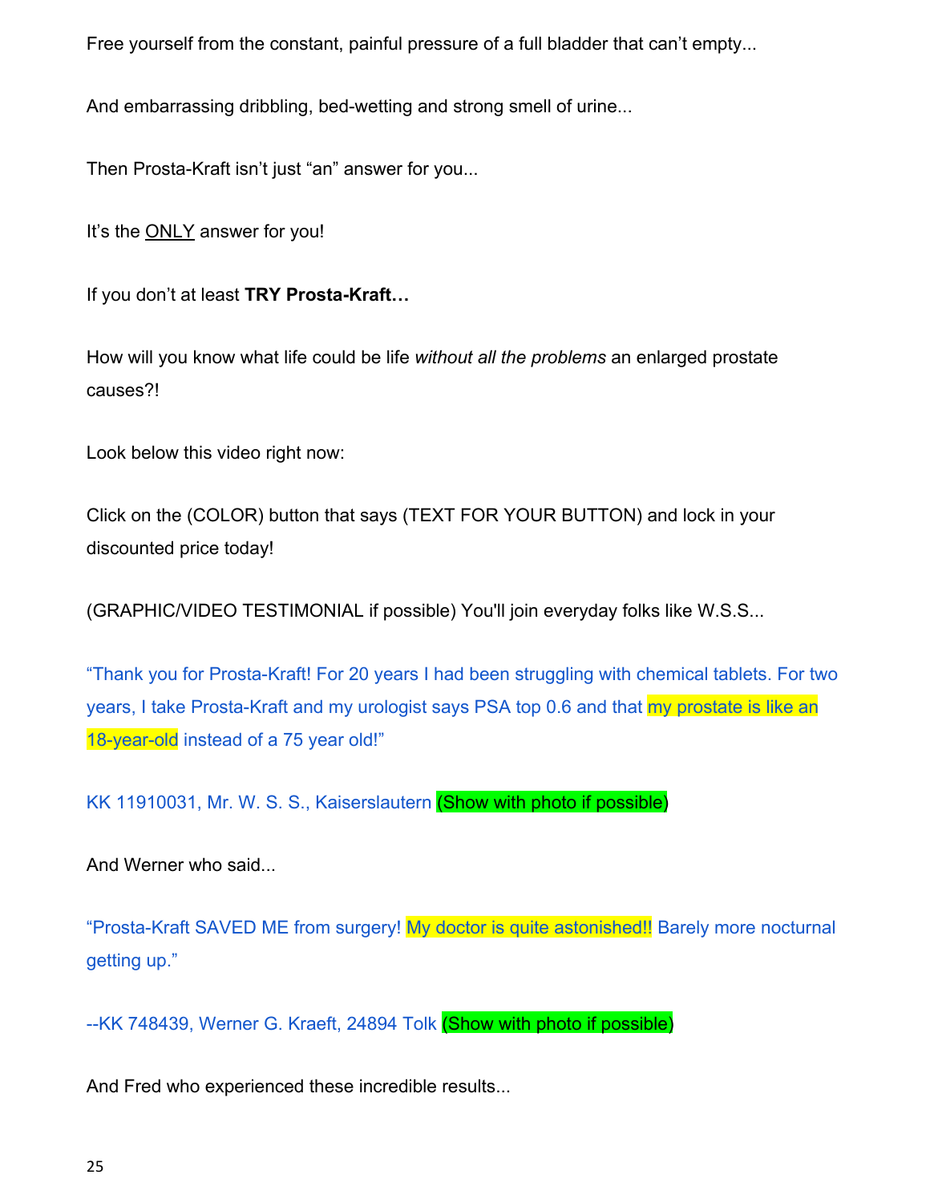Free yourself from the constant, painful pressure of a full bladder that can't empty...

And embarrassing dribbling, bed-wetting and strong smell of urine...

Then Prosta-Kraft isn't just "an" answer for you...

It's the <u>ONLY</u> answer for you!

If you don't at least **TRY Prosta-Kraft…**

How will you know what life could be life *without all the problems* an enlarged prostate causes?!

Look below this video right now:

Click on the (COLOR) button that says (TEXT FOR YOUR BUTTON) and lock in your discounted price today!

(GRAPHIC/VIDEO TESTIMONIAL if possible) You'll join everyday folks like W.S.S...

"Thank you for Prosta-Kraft! For 20 years I had been struggling with chemical tablets. For two years, I take Prosta-Kraft and my urologist says PSA top 0.6 and that my prostate is like an 18-year-old instead of a 75 year old!"

KK 11910031, Mr. W. S. S., Kaiserslautern (Show with photo if possible)

And Werner who said...

"Prosta-Kraft SAVED ME from surgery! My doctor is quite astonished!! Barely more nocturnal getting up."

--KK 748439, Werner G. Kraeft, 24894 Tolk (Show with photo if possible)

And Fred who experienced these incredible results...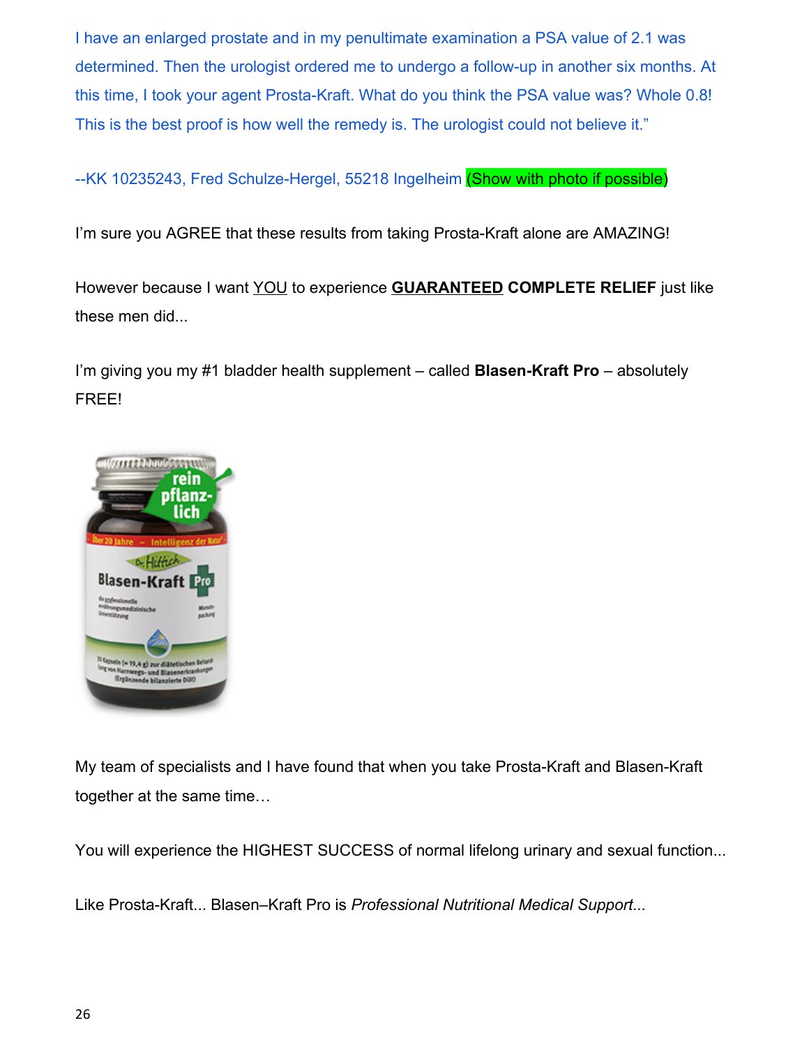I have an enlarged prostate and in my penultimate examination a PSA value of 2.1 was determined. Then the urologist ordered me to undergo a follow-up in another six months. At this time, I took your agent Prosta-Kraft. What do you think the PSA value was? Whole 0.8! This is the best proof is how well the remedy is. The urologist could not believe it."

--KK 10235243, Fred Schulze-Hergel, 55218 Ingelheim (Show with photo if possible)

I'm sure you AGREE that these results from taking Prosta-Kraft alone are AMAZING!

However because I want YOU to experience **GUARANTEED COMPLETE RELIEF** just like these men did...

I'm giving you my #1 bladder health supplement – called **Blasen-Kraft Pro** – absolutely FREE!

My team of specialists and I have found that when you take Prosta-Kraft and Blasen-Kraft together at the same time…

You will experience the HIGHEST SUCCESS of normal lifelong urinary and sexual function...

Like Prosta-Kraft... Blasen–Kraft Pro is *Professional Nutritional Medical Support...*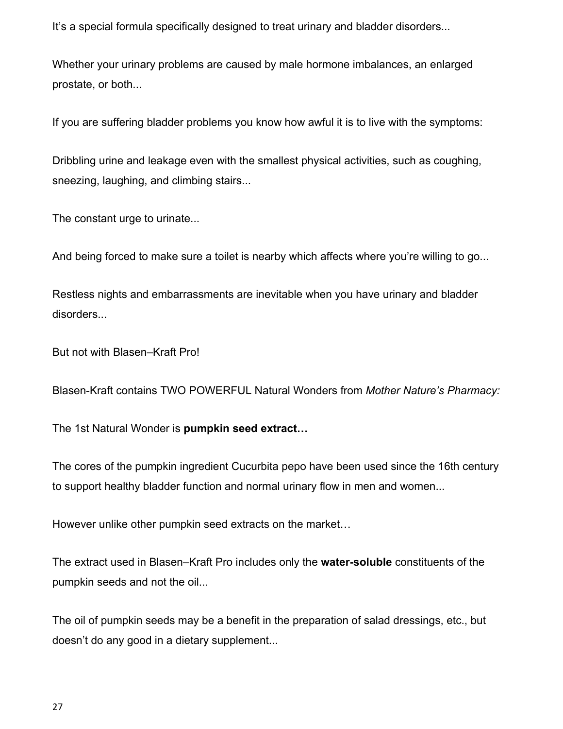It’s a special formula specifically designed to treat urinary and bladder disorders...

Whether your urinary problems are caused by male hormone imbalances, an enlarged prostate, or both...

If you are suffering bladder problems you know how awful it is to live with the symptoms:

Dribbling urine and leakage even with the smallest physical activities, such as coughing, sneezing, laughing, and climbing stairs...

The constant urge to urinate...

And being forced to make sure a toilet is nearby which affects where you’re willing to go...

Restless nights and embarrassments are inevitable when you have urinary and bladder disorders...

But not with Blasen–Kraft Pro!

Blasen-Kraft contains TWO POWERFUL Natural Wonders from *Mother Nature’s Pharmacy:*

The 1st Natural Wonder is **pumpkin seed extract…**

The cores of the pumpkin ingredient Cucurbita pepo have been used since the 16th century to support healthy bladder function and normal urinary flow in men and women...

However unlike other pumpkin seed extracts on the market…

The extract used in Blasen–Kraft Pro includes only the **water-soluble** constituents of the pumpkin seeds and not the oil...

The oil of pumpkin seeds may be a benefit in the preparation of salad dressings, etc., but doesn’t do any good in a dietary supplement...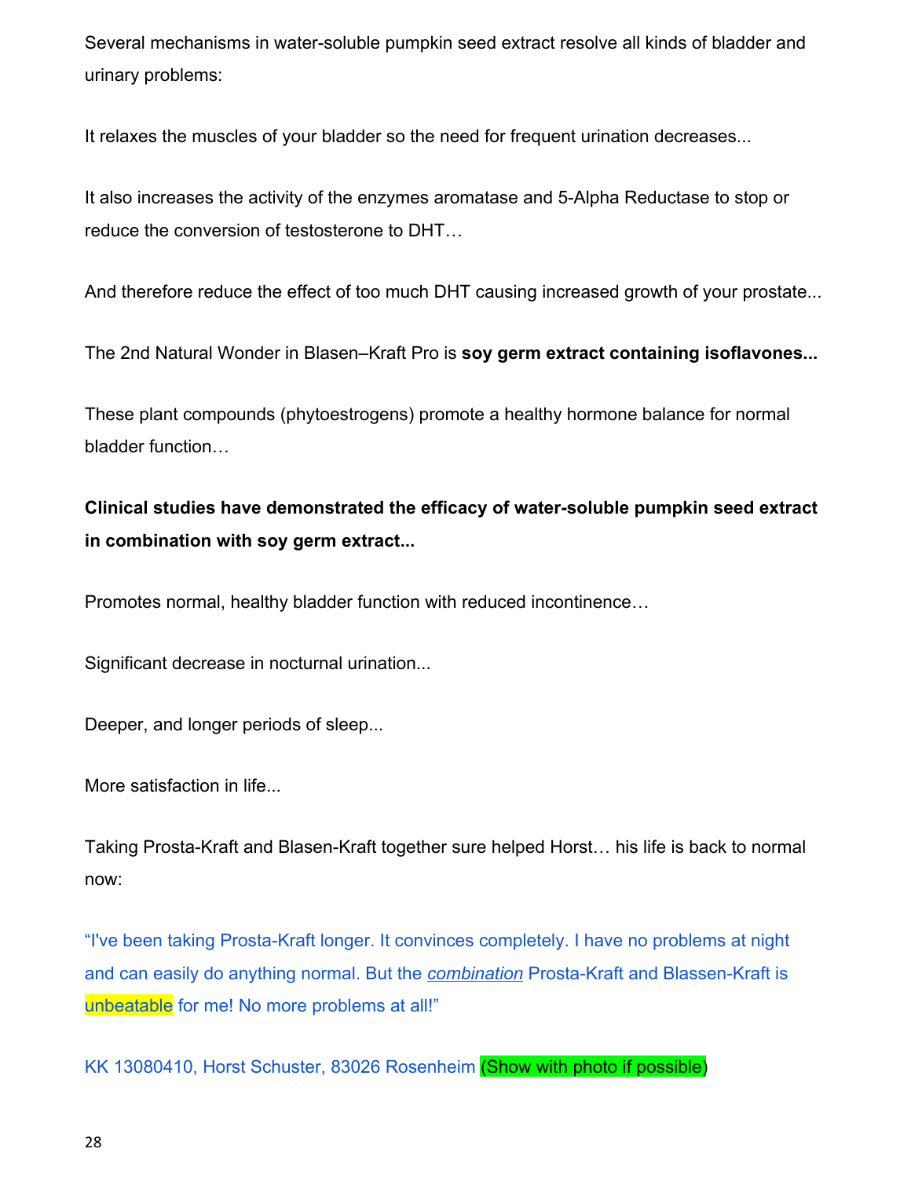Several mechanisms in water-soluble pumpkin seed extract resolve all kinds of bladder and urinary problems:

It relaxes the muscles of your bladder so the need for frequent urination decreases...

It also increases the activity of the enzymes aromatase and 5-Alpha Reductase to stop or reduce the conversion of testosterone to DHT…

And therefore reduce the effect of too much DHT causing increased growth of your prostate...

The 2nd Natural Wonder in Blasen–Kraft Pro is **soy germ extract containing isoflavones...**

These plant compounds (phytoestrogens) promote a healthy hormone balance for normal bladder function…

**Clinical studies have demonstrated the efficacy of water-soluble pumpkin seed extract in combination with soy germ extract...**

Promotes normal, healthy bladder function with reduced incontinence…

Significant decrease in nocturnal urination...

Deeper, and longer periods of sleep...

More satisfaction in life...

Taking Prosta-Kraft and Blasen-Kraft together sure helped Horst… his life is back to normal now:

"I've been taking Prosta-Kraft longer. It convinces completely. I have no problems at night and can easily do anything normal. But the ***combination*** Prosta-Kraft and Blassen-Kraft is unbeatable for me! No more problems at all!"

KK 13080410, Horst Schuster, 83026 Rosenheim (Show with photo if possible)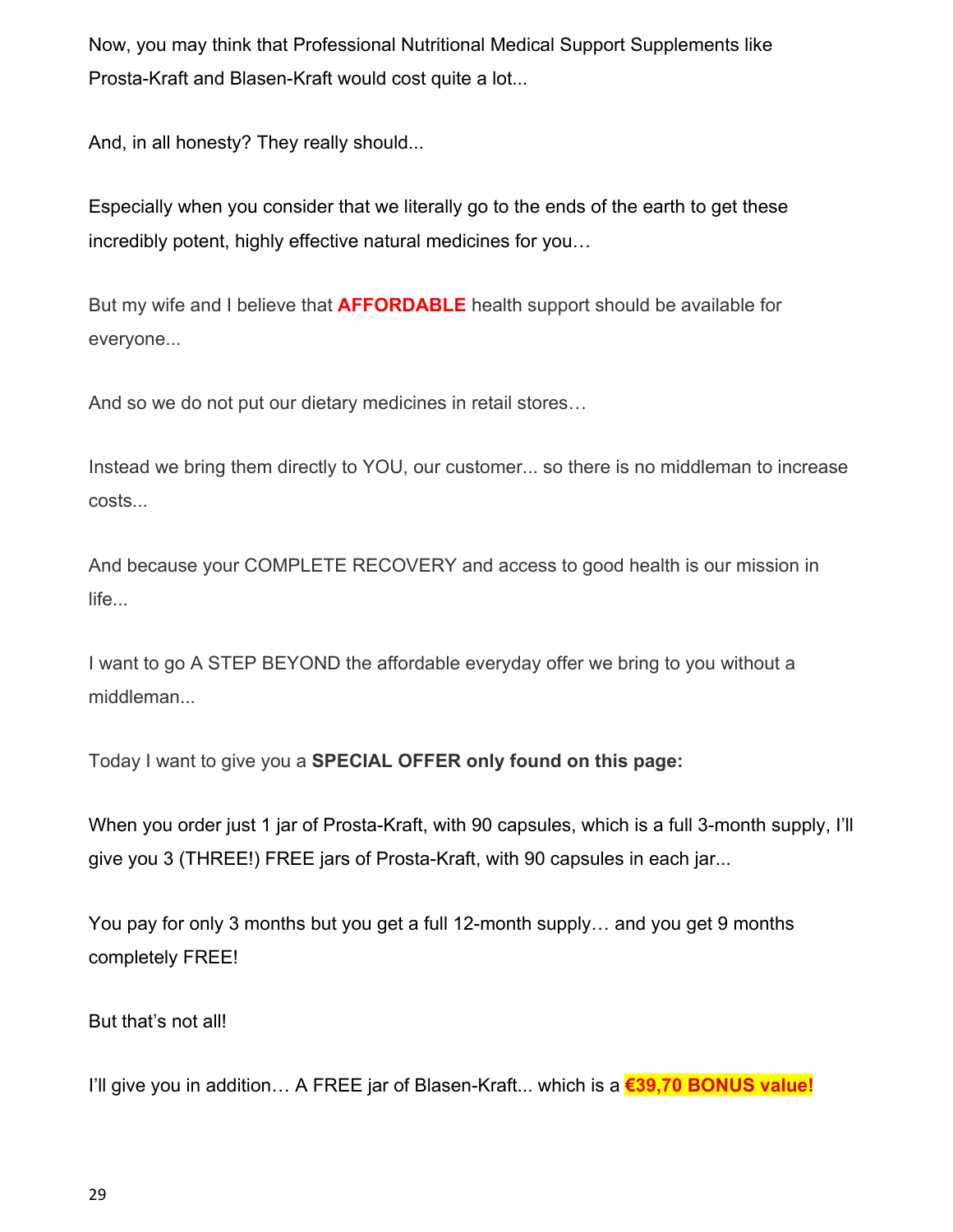Now, you may think that Professional Nutritional Medical Support Supplements like Prosta-Kraft and Blasen-Kraft would cost quite a lot...

And, in all honesty? They really should...

Especially when you consider that we literally go to the ends of the earth to get these incredibly potent, highly effective natural medicines for you…

But my wife and I believe that **AFFORDABLE** health support should be available for everyone...

And so we do not put our dietary medicines in retail stores…

Instead we bring them directly to YOU, our customer... so there is no middleman to increase costs...

And because your COMPLETE RECOVERY and access to good health is our mission in life...

I want to go A STEP BEYOND the affordable everyday offer we bring to you without a middleman...

Today I want to give you a **SPECIAL OFFER only found on this page:**

When you order just 1 jar of Prosta-Kraft, with 90 capsules, which is a full 3-month supply, I'll give you 3 (THREE!) FREE jars of Prosta-Kraft, with 90 capsules in each jar...

You pay for only 3 months but you get a full 12-month supply… and you get 9 months completely FREE!

But that's not all!

I'll give you in addition… A FREE jar of Blasen-Kraft... which is a **€39,70 BONUS value!**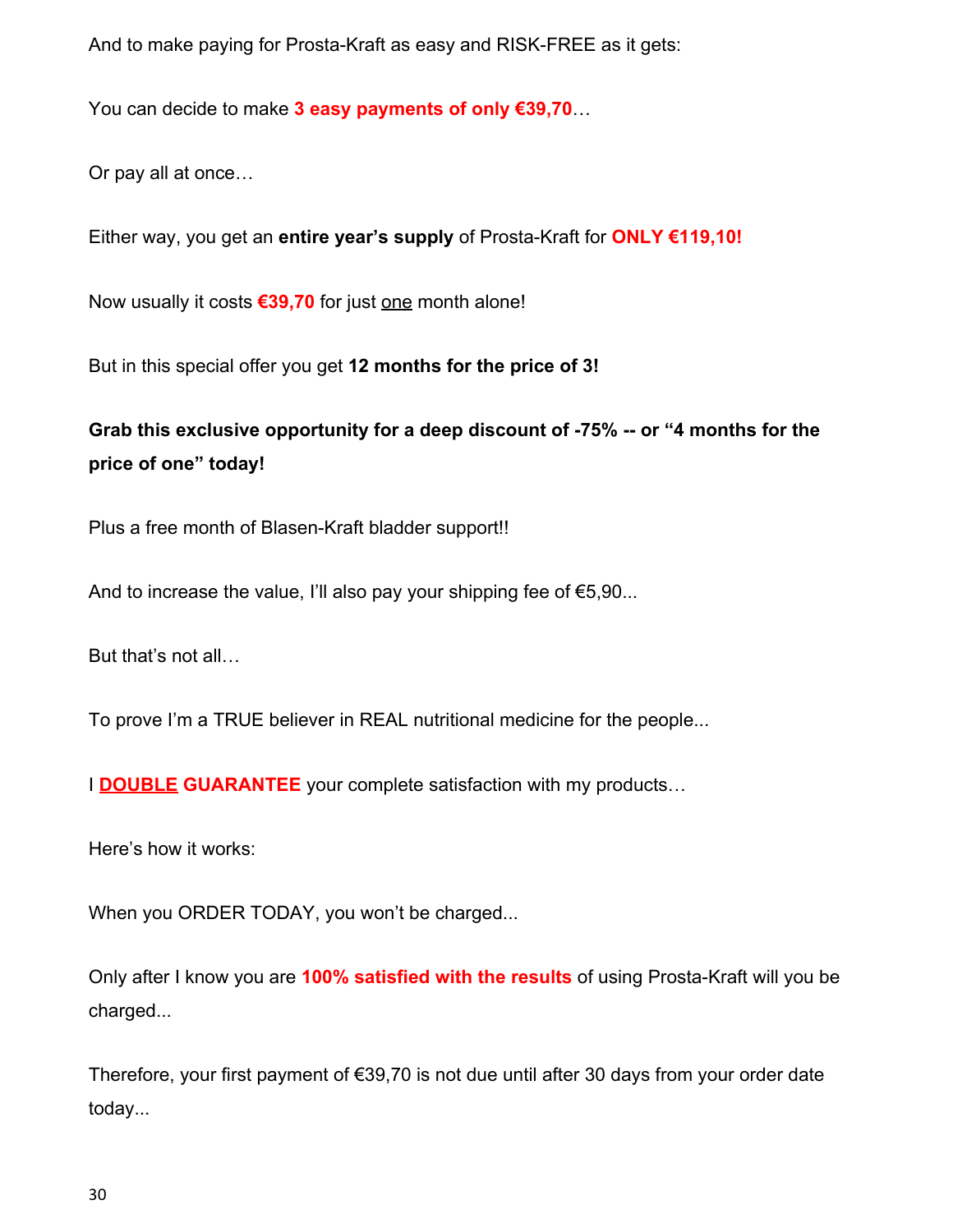And to make paying for Prosta-Kraft as easy and RISK-FREE as it gets:

You can decide to make **3 easy payments of only €39,70**…

Or pay all at once…

Either way, you get an **entire year's supply** of Prosta-Kraft for **ONLY €119,10!**

Now usually it costs **€39,70** for just one month alone!

But in this special offer you get **12 months for the price of 3!**

**Grab this exclusive opportunity for a deep discount of -75% -- or "4 months for the price of one" today!**

Plus a free month of Blasen-Kraft bladder support!!

And to increase the value, I'll also pay your shipping fee of €5,90...

But that's not all…

To prove I'm a TRUE believer in REAL nutritional medicine for the people...

I **DOUBLE GUARANTEE** your complete satisfaction with my products…

Here's how it works:

When you ORDER TODAY, you won't be charged...

Only after I know you are **100% satisfied with the results** of using Prosta-Kraft will you be charged...

Therefore, your first payment of €39,70 is not due until after 30 days from your order date today...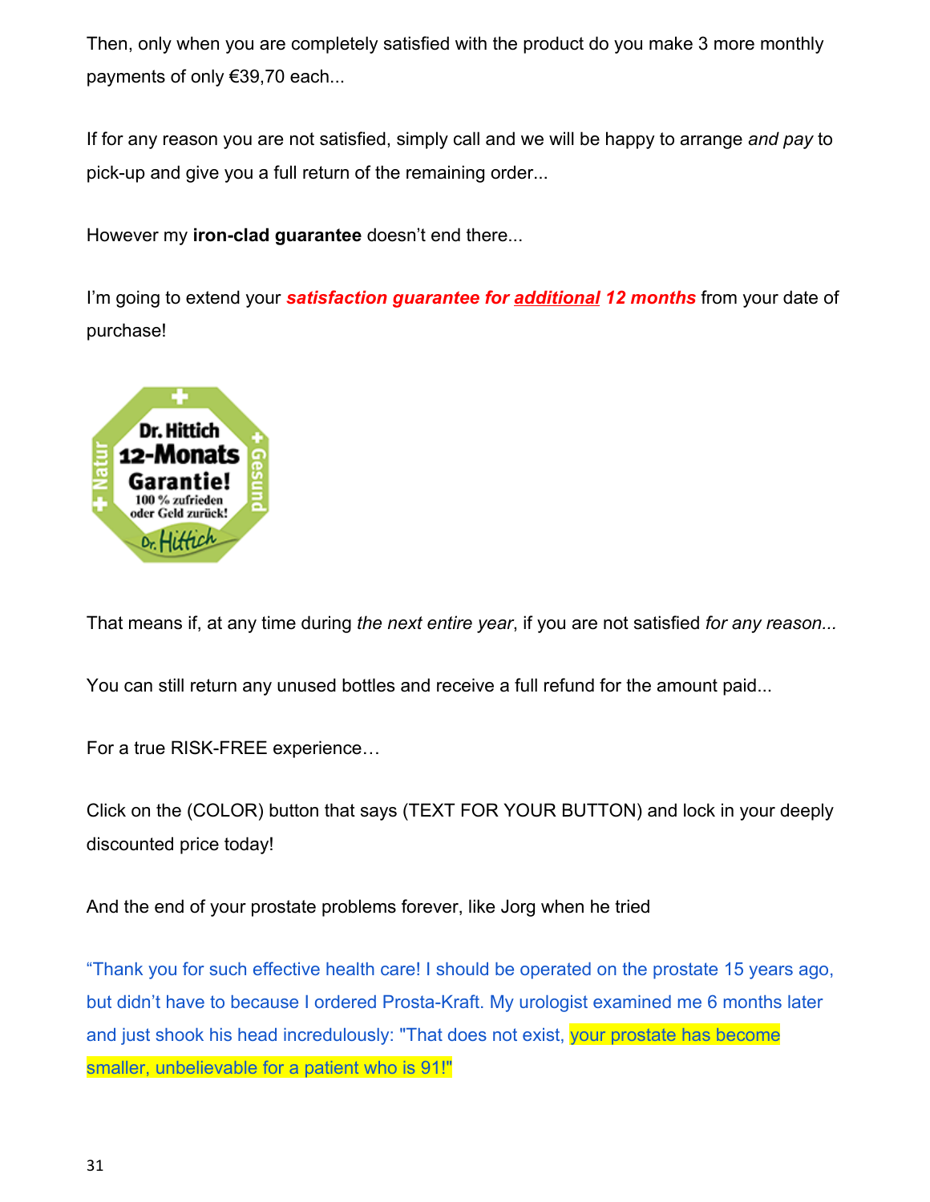Then, only when you are completely satisfied with the product do you make 3 more monthly payments of only €39,70 each...

If for any reason you are not satisfied, simply call and we will be happy to arrange *and pay* to pick-up and give you a full return of the remaining order...

However my **iron-clad guarantee** doesn't end there...

I'm going to extend your ***satisfaction guarantee for additional 12 months*** from your date of purchase!

That means if, at any time during *the next entire year*, if you are not satisfied *for any reason...*

You can still return any unused bottles and receive a full refund for the amount paid...

For a true RISK-FREE experience…

Click on the (COLOR) button that says (TEXT FOR YOUR BUTTON) and lock in your deeply discounted price today!

And the end of your prostate problems forever, like Jorg when he tried

"Thank you for such effective health care! I should be operated on the prostate 15 years ago, but didn't have to because I ordered Prosta-Kraft. My urologist examined me 6 months later and just shook his head incredulously: "That does not exist, your prostate has become smaller, unbelievable for a patient who is 91!"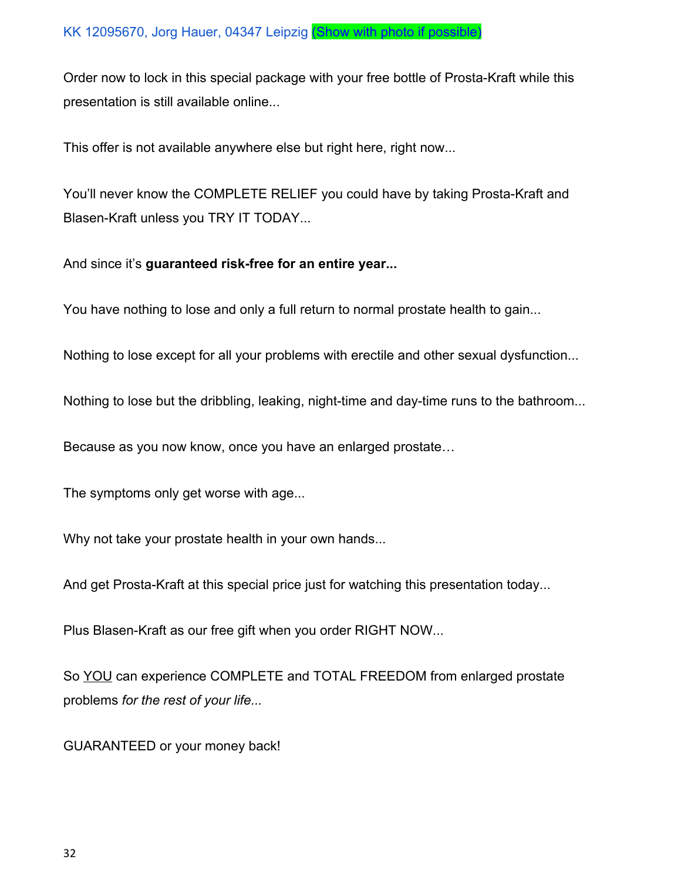KK 12095670, Jorg Hauer, 04347 Leipzig (Show with photo if possible)

Order now to lock in this special package with your free bottle of Prosta-Kraft while this presentation is still available online...

This offer is not available anywhere else but right here, right now...

You'll never know the COMPLETE RELIEF you could have by taking Prosta-Kraft and Blasen-Kraft unless you TRY IT TODAY...

And since it's **guaranteed risk-free for an entire year...**

You have nothing to lose and only a full return to normal prostate health to gain...

Nothing to lose except for all your problems with erectile and other sexual dysfunction...

Nothing to lose but the dribbling, leaking, night-time and day-time runs to the bathroom...

Because as you now know, once you have an enlarged prostate…

The symptoms only get worse with age...

Why not take your prostate health in your own hands...

And get Prosta-Kraft at this special price just for watching this presentation today...

Plus Blasen-Kraft as our free gift when you order RIGHT NOW...

So YOU can experience COMPLETE and TOTAL FREEDOM from enlarged prostate problems *for the rest of your life...*

GUARANTEED or your money back!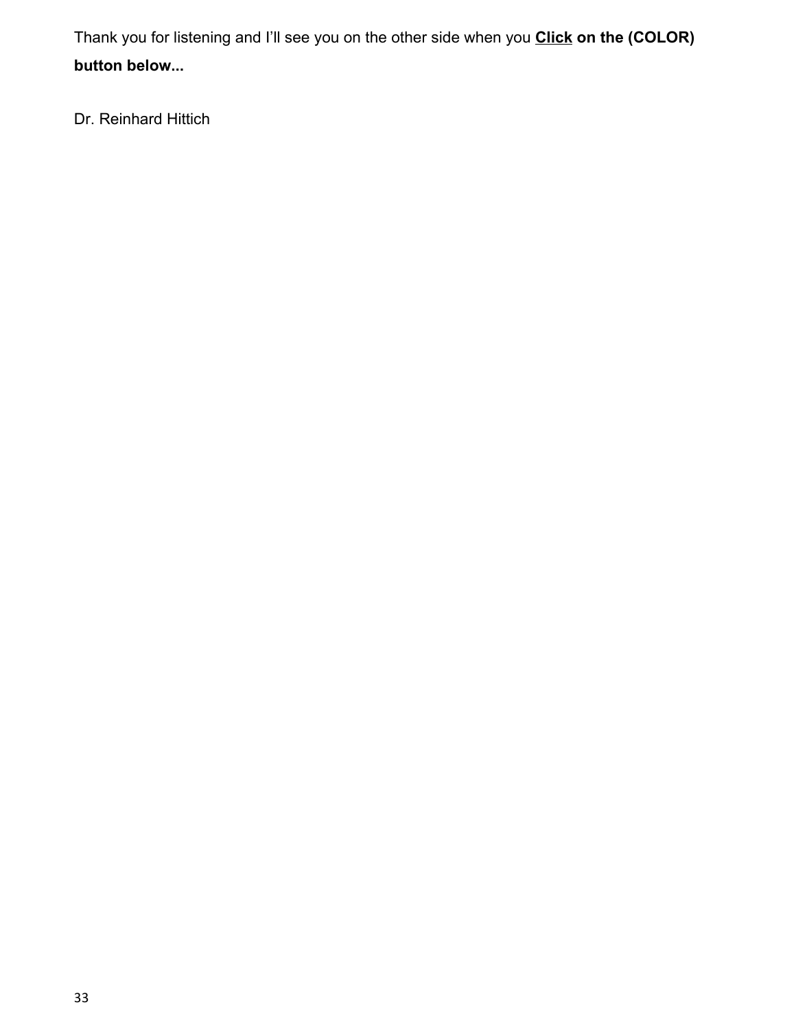Thank you for listening and I'll see you on the other side when you **<u>Click</u> on the (COLOR) button below...**

Dr. Reinhard Hittich